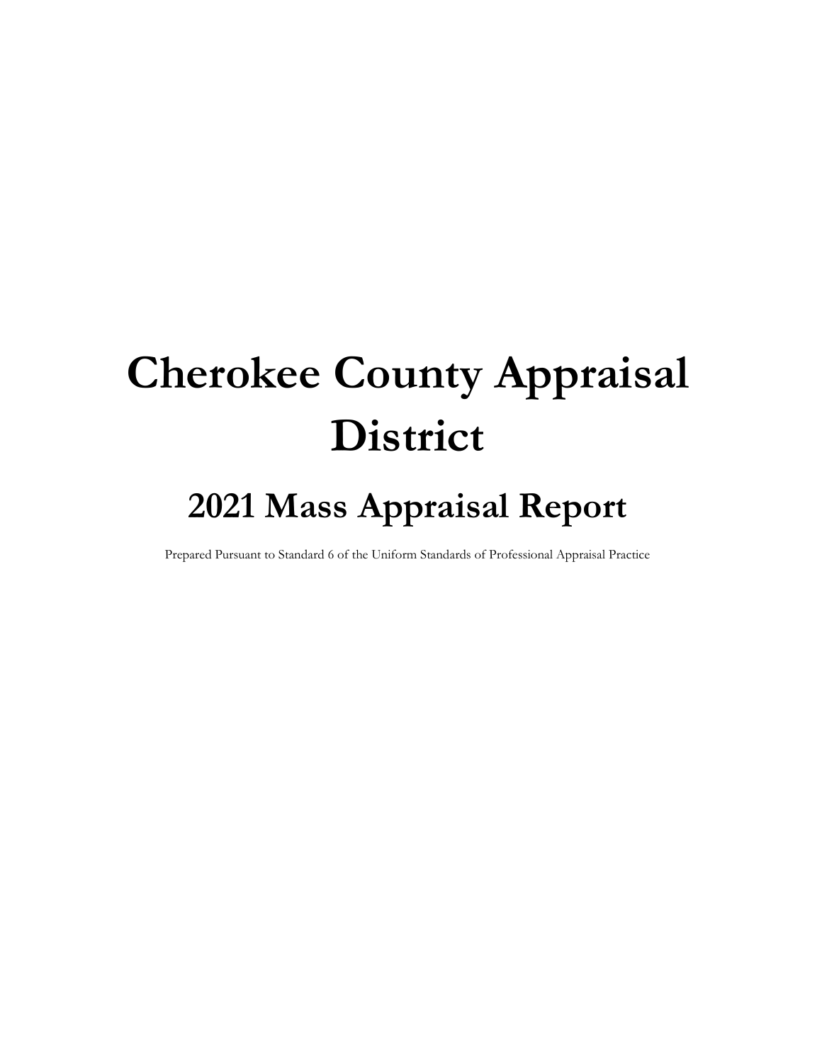# Cherokee County Appraisal District

## 2021 Mass Appraisal Report

Prepared Pursuant to Standard 6 of the Uniform Standards of Professional Appraisal Practice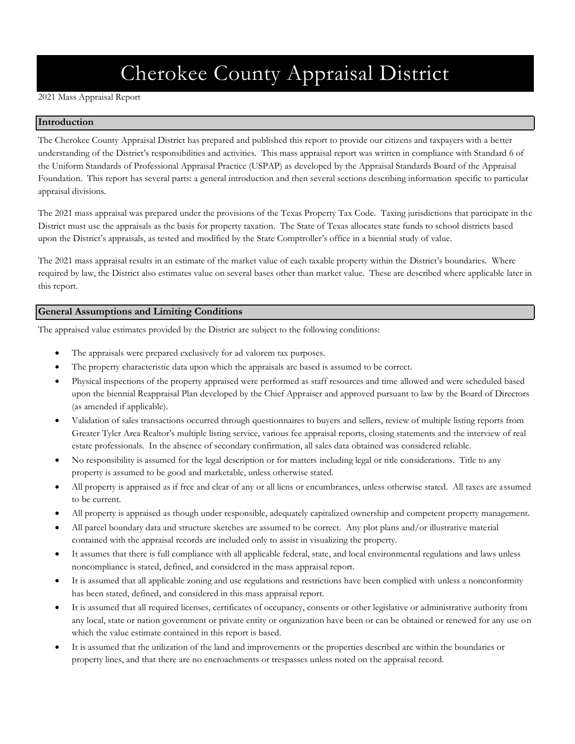# Cherokee County Appraisal District

2021 Mass Appraisal Report

## Introduction

The Cherokee County Appraisal District has prepared and published this report to provide our citizens and taxpayers with a better understanding of the District's responsibilities and activities. This mass appraisal report was written in compliance with Standard 6 of the Uniform Standards of Professional Appraisal Practice (USPAP) as developed by the Appraisal Standards Board of the Appraisal Foundation. This report has several parts: a general introduction and then several sections describing information specific to particular appraisal divisions.

The 2021 mass appraisal was prepared under the provisions of the Texas Property Tax Code. Taxing jurisdictions that participate in the District must use the appraisals as the basis for property taxation. The State of Texas allocates state funds to school districts based upon the District's appraisals, as tested and modified by the State Comptroller's office in a biennial study of value.

The 2021 mass appraisal results in an estimate of the market value of each taxable property within the District's boundaries. Where required by law, the District also estimates value on several bases other than market value. These are described where applicable later in this report.

## General Assumptions and Limiting Conditions

The appraised value estimates provided by the District are subject to the following conditions:

- The appraisals were prepared exclusively for ad valorem tax purposes.
- The property characteristic data upon which the appraisals are based is assumed to be correct.
- Physical inspections of the property appraised were performed as staff resources and time allowed and were scheduled based upon the biennial Reappraisal Plan developed by the Chief Appraiser and approved pursuant to law by the Board of Directors (as amended if applicable).
- Validation of sales transactions occurred through questionnaires to buyers and sellers, review of multiple listing reports from Greater Tyler Area Realtor's multiple listing service, various fee appraisal reports, closing statements and the interview of real estate professionals. In the absence of secondary confirmation, all sales data obtained was considered reliable.
- No responsibility is assumed for the legal description or for matters including legal or title considerations. Title to any property is assumed to be good and marketable, unless otherwise stated.
- All property is appraised as if free and clear of any or all liens or encumbrances, unless otherwise stated. All taxes are assumed to be current.
- All property is appraised as though under responsible, adequately capitalized ownership and competent property management.
- All parcel boundary data and structure sketches are assumed to be correct. Any plot plans and/or illustrative material contained with the appraisal records are included only to assist in visualizing the property.
- It assumes that there is full compliance with all applicable federal, state, and local environmental regulations and laws unless noncompliance is stated, defined, and considered in the mass appraisal report.
- It is assumed that all applicable zoning and use regulations and restrictions have been complied with unless a nonconformity has been stated, defined, and considered in this mass appraisal report.
- It is assumed that all required licenses, certificates of occupancy, consents or other legislative or administrative authority from any local, state or nation government or private entity or organization have been or can be obtained or renewed for any use on which the value estimate contained in this report is based.
- It is assumed that the utilization of the land and improvements or the properties described are within the boundaries or property lines, and that there are no encroachments or trespasses unless noted on the appraisal record.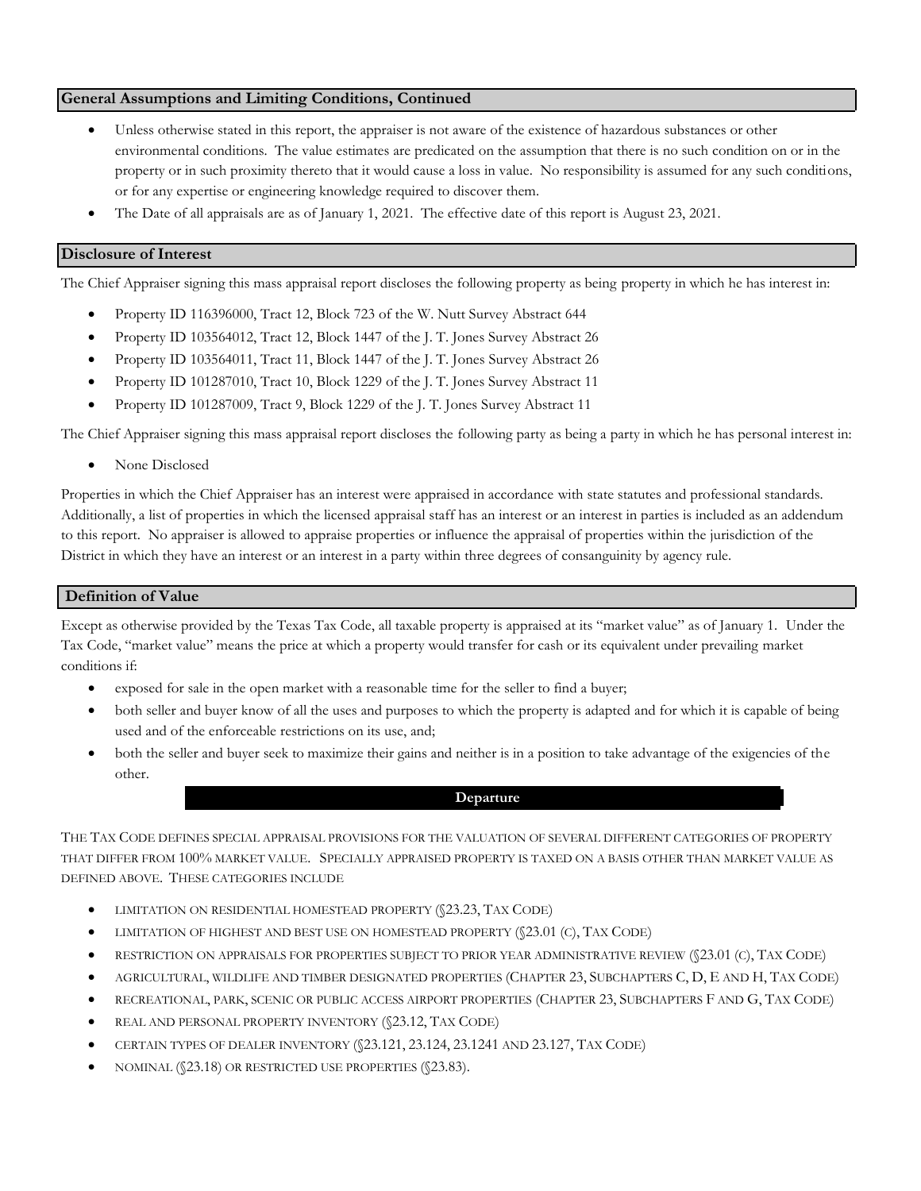## General Assumptions and Limiting Conditions, Continued

- Unless otherwise stated in this report, the appraiser is not aware of the existence of hazardous substances or other environmental conditions. The value estimates are predicated on the assumption that there is no such condition on or in the property or in such proximity thereto that it would cause a loss in value. No responsibility is assumed for any such conditions, or for any expertise or engineering knowledge required to discover them.
- The Date of all appraisals are as of January 1, 2021. The effective date of this report is August 23, 2021.

## Disclosure of Interest

The Chief Appraiser signing this mass appraisal report discloses the following property as being property in which he has interest in:

- Property ID 116396000, Tract 12, Block 723 of the W. Nutt Survey Abstract 644
- Property ID 103564012, Tract 12, Block 1447 of the J. T. Jones Survey Abstract 26
- Property ID 103564011, Tract 11, Block 1447 of the J. T. Jones Survey Abstract 26
- Property ID 101287010, Tract 10, Block 1229 of the J. T. Jones Survey Abstract 11
- Property ID 101287009, Tract 9, Block 1229 of the J. T. Jones Survey Abstract 11

The Chief Appraiser signing this mass appraisal report discloses the following party as being a party in which he has personal interest in:

- None Disclosed

Properties in which the Chief Appraiser has an interest were appraised in accordance with state statutes and professional standards. Additionally, a list of properties in which the licensed appraisal staff has an interest or an interest in parties is included as an addendum to this report. No appraiser is allowed to appraise properties or influence the appraisal of properties within the jurisdiction of the District in which they have an interest or an interest in a party within three degrees of consanguinity by agency rule.

## Definition of Value

Except as otherwise provided by the Texas Tax Code, all taxable property is appraised at its "market value" as of January 1. Under the Tax Code, "market value" means the price at which a property would transfer for cash or its equivalent under prevailing market conditions if:

- exposed for sale in the open market with a reasonable time for the seller to find a buyer;
- both seller and buyer know of all the uses and purposes to which the property is adapted and for which it is capable of being used and of the enforceable restrictions on its use, and;
- both the seller and buyer seek to maximize their gains and neither is in a position to take advantage of the exigencies of the other.

### Departure

THE TAX CODE DEFINES SPECIAL APPRAISAL PROVISIONS FOR THE VALUATION OF SEVERAL DIFFERENT CATEGORIES OF PROPERTY THAT DIFFER FROM 100% MARKET VALUE. SPECIALLY APPRAISED PROPERTY IS TAXED ON A BASIS OTHER THAN MARKET VALUE AS DEFINED ABOVE. THESE CATEGORIES INCLUDE

- LIMITATION ON RESIDENTIAL HOMESTEAD PROPERTY (§23.23, TAX CODE)
- LIMITATION OF HIGHEST AND BEST USE ON HOMESTEAD PROPERTY (§23.01 (C), TAX CODE)
- RESTRICTION ON APPRAISALS FOR PROPERTIES SUBJECT TO PRIOR YEAR ADMINISTRATIVE REVIEW (§23.01 (C), TAX CODE)
- AGRICULTURAL, WILDLIFE AND TIMBER DESIGNATED PROPERTIES (CHAPTER 23, SUBCHAPTERS C, D, E AND H, TAX CODE)
- RECREATIONAL, PARK, SCENIC OR PUBLIC ACCESS AIRPORT PROPERTIES (CHAPTER 23, SUBCHAPTERS F AND G, TAX CODE)
- REAL AND PERSONAL PROPERTY INVENTORY (§23.12, TAX CODE)
- CERTAIN TYPES OF DEALER INVENTORY (§23.121, 23.124, 23.1241 AND 23.127, TAX CODE)
- NOMINAL (§23.18) OR RESTRICTED USE PROPERTIES (§23.83).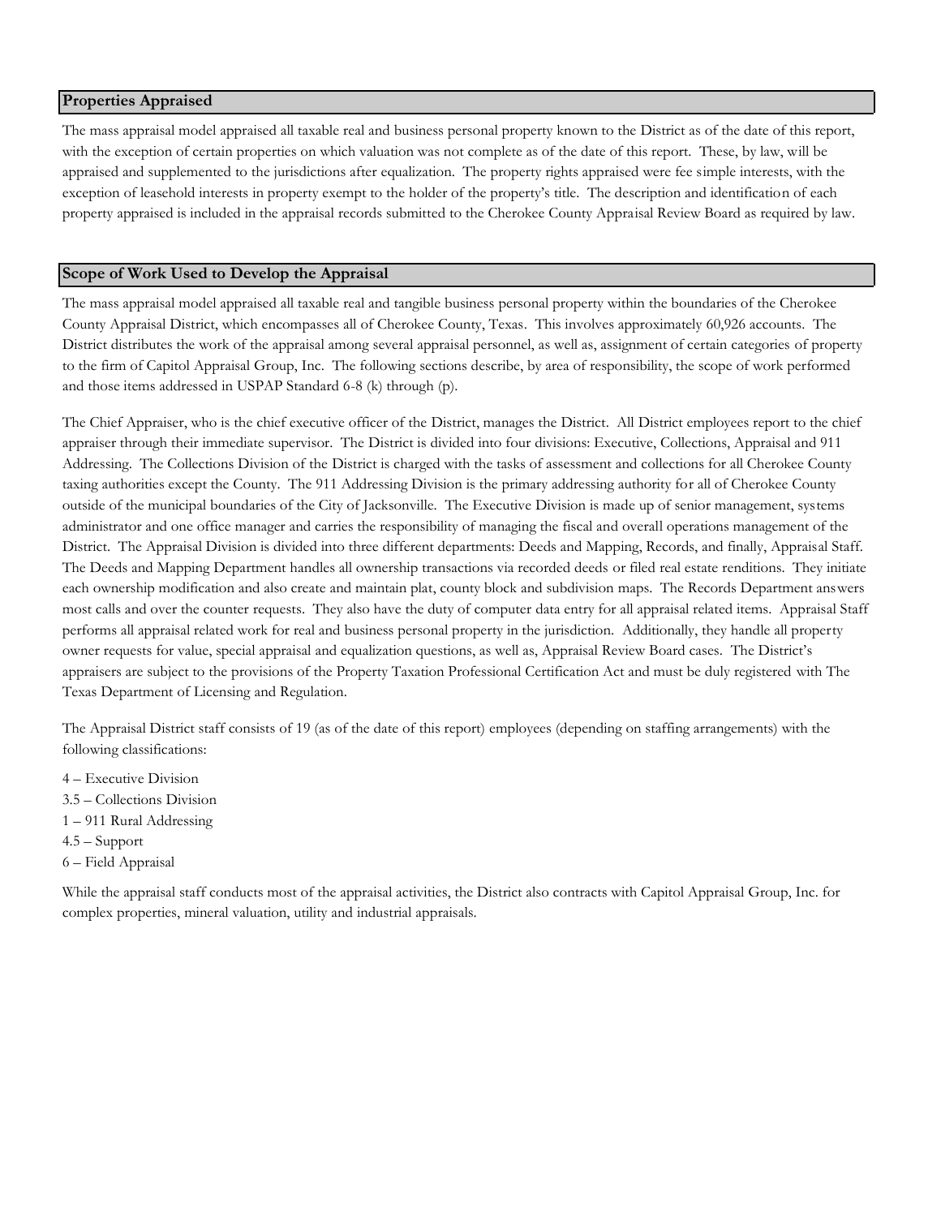## Properties Appraised

The mass appraisal model appraised all taxable real and business personal property known to the District as of the date of this report, with the exception of certain properties on which valuation was not complete as of the date of this report. These, by law, will be appraised and supplemented to the jurisdictions after equalization. The property rights appraised were fee simple interests, with the exception of leasehold interests in property exempt to the holder of the property's title. The description and identification of each property appraised is included in the appraisal records submitted to the Cherokee County Appraisal Review Board as required by law.

## Scope of Work Used to Develop the Appraisal

The mass appraisal model appraised all taxable real and tangible business personal property within the boundaries of the Cherokee County Appraisal District, which encompasses all of Cherokee County, Texas. This involves approximately 60,926 accounts. The District distributes the work of the appraisal among several appraisal personnel, as well as, assignment of certain categories of property to the firm of Capitol Appraisal Group, Inc. The following sections describe, by area of responsibility, the scope of work performed and those items addressed in USPAP Standard 6-8 (k) through (p).

The Chief Appraiser, who is the chief executive officer of the District, manages the District. All District employees report to the chief appraiser through their immediate supervisor. The District is divided into four divisions: Executive, Collections, Appraisal and 911 Addressing. The Collections Division of the District is charged with the tasks of assessment and collections for all Cherokee County taxing authorities except the County. The 911 Addressing Division is the primary addressing authority for all of Cherokee County outside of the municipal boundaries of the City of Jacksonville. The Executive Division is made up of senior management, systems administrator and one office manager and carries the responsibility of managing the fiscal and overall operations management of the District. The Appraisal Division is divided into three different departments: Deeds and Mapping, Records, and finally, Appraisal Staff. The Deeds and Mapping Department handles all ownership transactions via recorded deeds or filed real estate renditions. They initiate each ownership modification and also create and maintain plat, county block and subdivision maps. The Records Department answers most calls and over the counter requests. They also have the duty of computer data entry for all appraisal related items. Appraisal Staff performs all appraisal related work for real and business personal property in the jurisdiction. Additionally, they handle all property owner requests for value, special appraisal and equalization questions, as well as, Appraisal Review Board cases. The District's appraisers are subject to the provisions of the Property Taxation Professional Certification Act and must be duly registered with The Texas Department of Licensing and Regulation.

The Appraisal District staff consists of 19 (as of the date of this report) employees (depending on staffing arrangements) with the following classifications:

4 – Executive Division
3.5 – Collections Division
1 – 911 Rural Addressing
4.5 – Support
6 – Field Appraisal

While the appraisal staff conducts most of the appraisal activities, the District also contracts with Capitol Appraisal Group, Inc. for complex properties, mineral valuation, utility and industrial appraisals.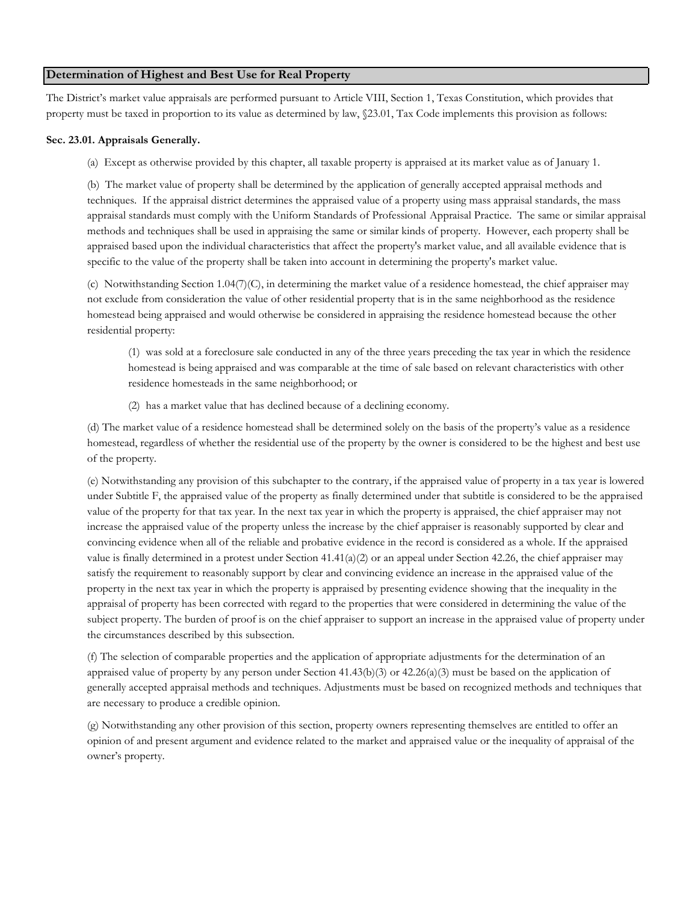## Determination of Highest and Best Use for Real Property

The District's market value appraisals are performed pursuant to Article VIII, Section 1, Texas Constitution, which provides that property must be taxed in proportion to its value as determined by law, §23.01, Tax Code implements this provision as follows:

**Sec. 23.01. Appraisals Generally.**

(a) Except as otherwise provided by this chapter, all taxable property is appraised at its market value as of January 1.

(b) The market value of property shall be determined by the application of generally accepted appraisal methods and techniques. If the appraisal district determines the appraised value of a property using mass appraisal standards, the mass appraisal standards must comply with the Uniform Standards of Professional Appraisal Practice. The same or similar appraisal methods and techniques shall be used in appraising the same or similar kinds of property. However, each property shall be appraised based upon the individual characteristics that affect the property's market value, and all available evidence that is specific to the value of the property shall be taken into account in determining the property's market value.

(c) Notwithstanding Section 1.04(7)(C), in determining the market value of a residence homestead, the chief appraiser may not exclude from consideration the value of other residential property that is in the same neighborhood as the residence homestead being appraised and would otherwise be considered in appraising the residence homestead because the other residential property:

> (1) was sold at a foreclosure sale conducted in any of the three years preceding the tax year in which the residence homestead is being appraised and was comparable at the time of sale based on relevant characteristics with other residence homesteads in the same neighborhood; or
>
> (2) has a market value that has declined because of a declining economy.

(d) The market value of a residence homestead shall be determined solely on the basis of the property's value as a residence homestead, regardless of whether the residential use of the property by the owner is considered to be the highest and best use of the property.

(e) Notwithstanding any provision of this subchapter to the contrary, if the appraised value of property in a tax year is lowered under Subtitle F, the appraised value of the property as finally determined under that subtitle is considered to be the appraised value of the property for that tax year. In the next tax year in which the property is appraised, the chief appraiser may not increase the appraised value of the property unless the increase by the chief appraiser is reasonably supported by clear and convincing evidence when all of the reliable and probative evidence in the record is considered as a whole. If the appraised value is finally determined in a protest under Section 41.41(a)(2) or an appeal under Section 42.26, the chief appraiser may satisfy the requirement to reasonably support by clear and convincing evidence an increase in the appraised value of the property in the next tax year in which the property is appraised by presenting evidence showing that the inequality in the appraisal of property has been corrected with regard to the properties that were considered in determining the value of the subject property. The burden of proof is on the chief appraiser to support an increase in the appraised value of property under the circumstances described by this subsection.

(f) The selection of comparable properties and the application of appropriate adjustments for the determination of an appraised value of property by any person under Section 41.43(b)(3) or 42.26(a)(3) must be based on the application of generally accepted appraisal methods and techniques. Adjustments must be based on recognized methods and techniques that are necessary to produce a credible opinion.

(g) Notwithstanding any other provision of this section, property owners representing themselves are entitled to offer an opinion of and present argument and evidence related to the market and appraised value or the inequality of appraisal of the owner's property.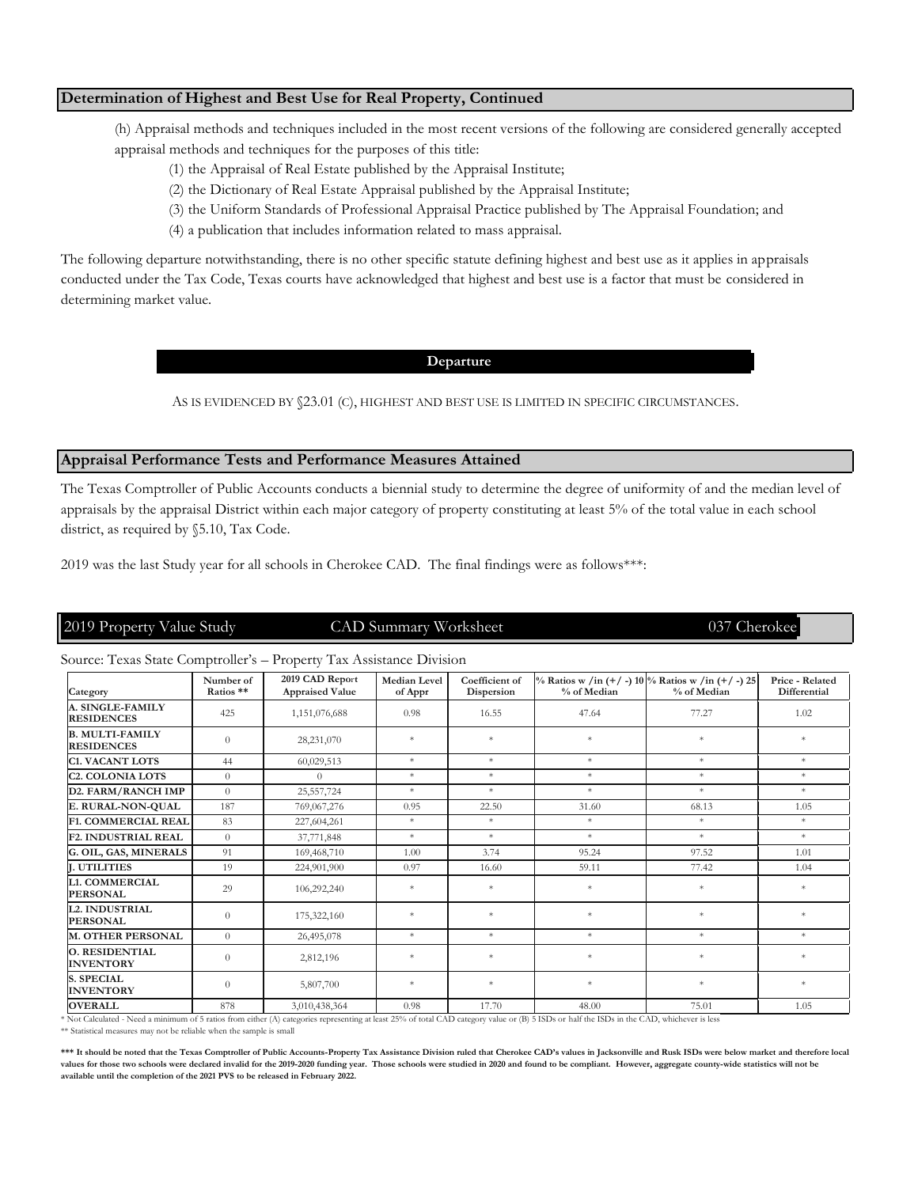## Determination of Highest and Best Use for Real Property, Continued

(h) Appraisal methods and techniques included in the most recent versions of the following are considered generally accepted appraisal methods and techniques for the purposes of this title:

(1) the Appraisal of Real Estate published by the Appraisal Institute;

(2) the Dictionary of Real Estate Appraisal published by the Appraisal Institute;

(3) the Uniform Standards of Professional Appraisal Practice published by The Appraisal Foundation; and

(4) a publication that includes information related to mass appraisal.

The following departure notwithstanding, there is no other specific statute defining highest and best use as it applies in appraisals conducted under the Tax Code, Texas courts have acknowledged that highest and best use is a factor that must be considered in determining market value.

**Departure**

AS IS EVIDENCED BY §23.01 (C), HIGHEST AND BEST USE IS LIMITED IN SPECIFIC CIRCUMSTANCES.

## Appraisal Performance Tests and Performance Measures Attained

The Texas Comptroller of Public Accounts conducts a biennial study to determine the degree of uniformity of and the median level of appraisals by the appraisal District within each major category of property constituting at least 5% of the total value in each school district, as required by §5.10, Tax Code.

2019 was the last Study year for all schools in Cherokee CAD. The final findings were as follows***:

2019 Property Value Study — CAD Summary Worksheet — 037 Cherokee

Source: Texas State Comptroller's – Property Tax Assistance Division

| Category | Number of Ratios ** | 2019 CAD Report Appraised Value | Median Level of Appr | Coefficient of Dispersion | % Ratios w /in (+/ -) 10 % of Median | % Ratios w /in (+/ -) 25 % of Median | Price - Related Differential |
|---|---|---|---|---|---|---|---|
| A. SINGLE-FAMILY RESIDENCES | 425 | 1,151,076,688 | 0.98 | 16.55 | 47.64 | 77.27 | 1.02 |
| B. MULTI-FAMILY RESIDENCES | 0 | 28,231,070 | * | * | * | * | * |
| C1. VACANT LOTS | 44 | 60,029,513 | * | * | * | * | * |
| C2. COLONIA LOTS | 0 | 0 | * | * | * | * | * |
| D2. FARM/RANCH IMP | 0 | 25,557,724 | * | * | * | * | * |
| E. RURAL-NON-QUAL | 187 | 769,067,276 | 0.95 | 22.50 | 31.60 | 68.13 | 1.05 |
| F1. COMMERCIAL REAL | 83 | 227,604,261 | * | * | * | * | * |
| F2. INDUSTRIAL REAL | 0 | 37,771,848 | * | * | * | * | * |
| G. OIL, GAS, MINERALS | 91 | 169,468,710 | 1.00 | 3.74 | 95.24 | 97.52 | 1.01 |
| J. UTILITIES | 19 | 224,901,900 | 0.97 | 16.60 | 59.11 | 77.42 | 1.04 |
| L1. COMMERCIAL PERSONAL | 29 | 106,292,240 | * | * | * | * | * |
| L2. INDUSTRIAL PERSONAL | 0 | 175,322,160 | * | * | * | * | * |
| M. OTHER PERSONAL | 0 | 26,495,078 | * | * | * | * | * |
| O. RESIDENTIAL INVENTORY | 0 | 2,812,196 | * | * | * | * | * |
| S. SPECIAL INVENTORY | 0 | 5,807,700 | * | * | * | * | * |
| OVERALL | 878 | 3,010,438,364 | 0.98 | 17.70 | 48.00 | 75.01 | 1.05 |

\* Not Calculated - Need a minimum of 5 ratios from either (A) categories representing at least 25% of total CAD category value or (B) 5 ISDs or half the ISDs in the CAD, whichever is less

** Statistical measures may not be reliable when the sample is small

**\*\*\* It should be noted that the Texas Comptroller of Public Accounts-Property Tax Assistance Division ruled that Cherokee CAD's values in Jacksonville and Rusk ISDs were below market and therefore local values for those two schools were declared invalid for the 2019-2020 funding year. Those schools were studied in 2020 and found to be compliant. However, aggregate county-wide statistics will not be available until the completion of the 2021 PVS to be released in February 2022.**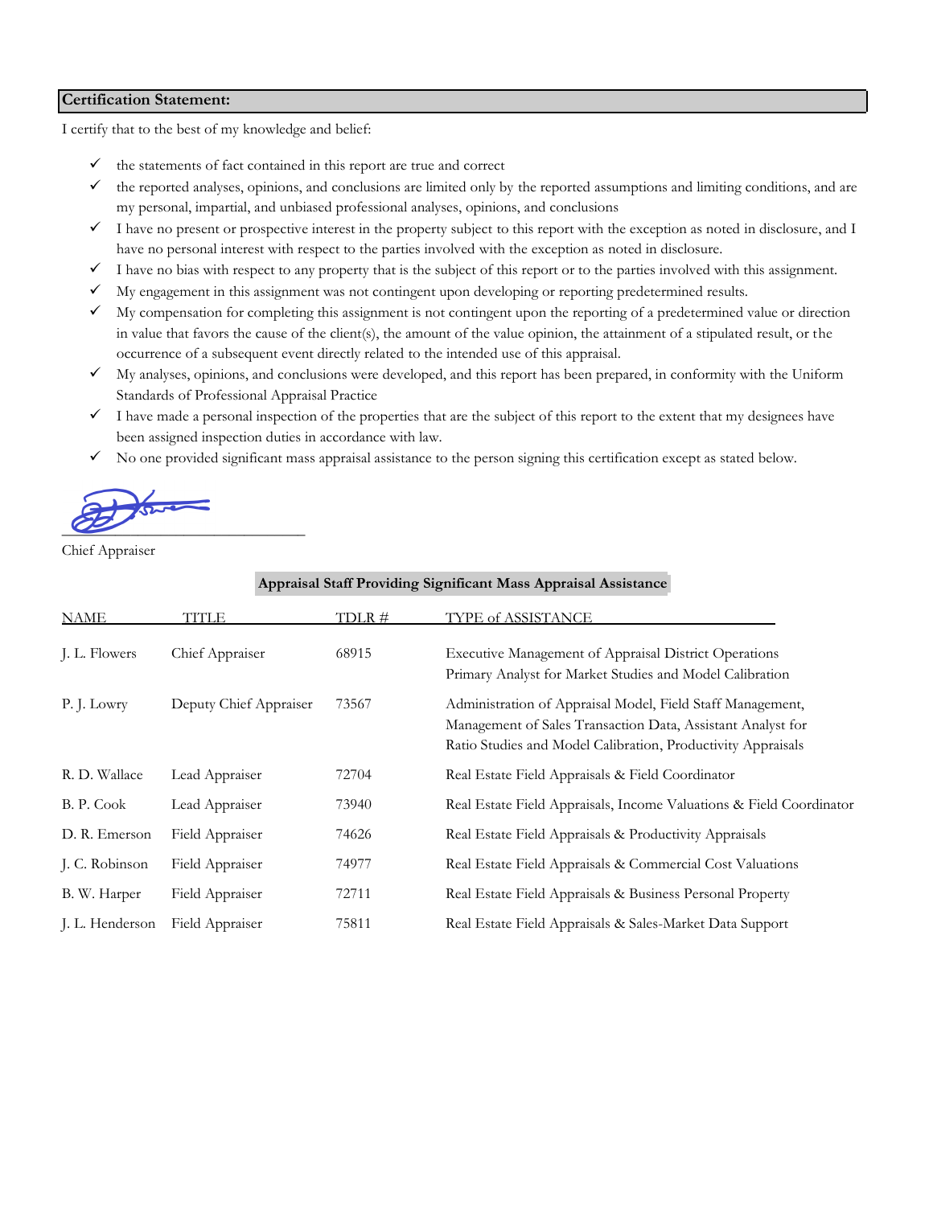## Certification Statement:

I certify that to the best of my knowledge and belief:

- ✓ the statements of fact contained in this report are true and correct
- ✓ the reported analyses, opinions, and conclusions are limited only by the reported assumptions and limiting conditions, and are my personal, impartial, and unbiased professional analyses, opinions, and conclusions
- ✓ I have no present or prospective interest in the property subject to this report with the exception as noted in disclosure, and I have no personal interest with respect to the parties involved with the exception as noted in disclosure.
- ✓ I have no bias with respect to any property that is the subject of this report or to the parties involved with this assignment.
- ✓ My engagement in this assignment was not contingent upon developing or reporting predetermined results.
- ✓ My compensation for completing this assignment is not contingent upon the reporting of a predetermined value or direction in value that favors the cause of the client(s), the amount of the value opinion, the attainment of a stipulated result, or the occurrence of a subsequent event directly related to the intended use of this appraisal.
- ✓ My analyses, opinions, and conclusions were developed, and this report has been prepared, in conformity with the Uniform Standards of Professional Appraisal Practice
- ✓ I have made a personal inspection of the properties that are the subject of this report to the extent that my designees have been assigned inspection duties in accordance with law.
- ✓ No one provided significant mass appraisal assistance to the person signing this certification except as stated below.

\_\_\_\_\_\_\_\_\_\_\_\_\_\_\_\_\_\_\_\_\_\_\_\_\_\_\_\_\_\_

Chief Appraiser

**Appraisal Staff Providing Significant Mass Appraisal Assistance**

| NAME | TITLE | TDLR # | TYPE of ASSISTANCE |
|---|---|---|---|
| J. L. Flowers | Chief Appraiser | 68915 | Executive Management of Appraisal District Operations<br>Primary Analyst for Market Studies and Model Calibration |
| P. J. Lowry | Deputy Chief Appraiser | 73567 | Administration of Appraisal Model, Field Staff Management, Management of Sales Transaction Data, Assistant Analyst for Ratio Studies and Model Calibration, Productivity Appraisals |
| R. D. Wallace | Lead Appraiser | 72704 | Real Estate Field Appraisals & Field Coordinator |
| B. P. Cook | Lead Appraiser | 73940 | Real Estate Field Appraisals, Income Valuations & Field Coordinator |
| D. R. Emerson | Field Appraiser | 74626 | Real Estate Field Appraisals & Productivity Appraisals |
| J. C. Robinson | Field Appraiser | 74977 | Real Estate Field Appraisals & Commercial Cost Valuations |
| B. W. Harper | Field Appraiser | 72711 | Real Estate Field Appraisals & Business Personal Property |
| J. L. Henderson | Field Appraiser | 75811 | Real Estate Field Appraisals & Sales-Market Data Support |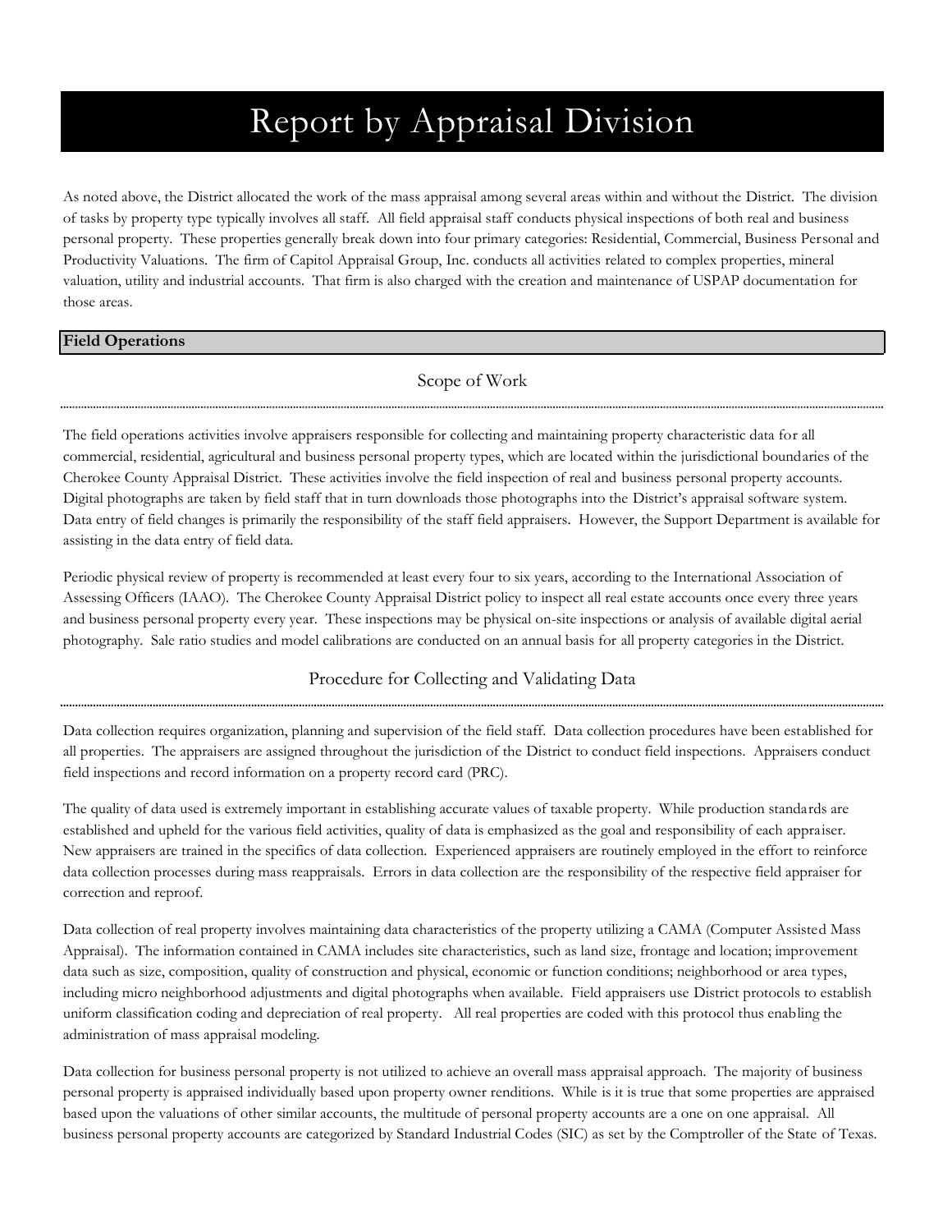# Report by Appraisal Division

As noted above, the District allocated the work of the mass appraisal among several areas within and without the District. The division of tasks by property type typically involves all staff. All field appraisal staff conducts physical inspections of both real and business personal property. These properties generally break down into four primary categories: Residential, Commercial, Business Personal and Productivity Valuations. The firm of Capitol Appraisal Group, Inc. conducts all activities related to complex properties, mineral valuation, utility and industrial accounts. That firm is also charged with the creation and maintenance of USPAP documentation for those areas.

## Field Operations

### Scope of Work

The field operations activities involve appraisers responsible for collecting and maintaining property characteristic data for all commercial, residential, agricultural and business personal property types, which are located within the jurisdictional boundaries of the Cherokee County Appraisal District. These activities involve the field inspection of real and business personal property accounts. Digital photographs are taken by field staff that in turn downloads those photographs into the District's appraisal software system. Data entry of field changes is primarily the responsibility of the staff field appraisers. However, the Support Department is available for assisting in the data entry of field data.

Periodic physical review of property is recommended at least every four to six years, according to the International Association of Assessing Officers (IAAO). The Cherokee County Appraisal District policy to inspect all real estate accounts once every three years and business personal property every year. These inspections may be physical on-site inspections or analysis of available digital aerial photography. Sale ratio studies and model calibrations are conducted on an annual basis for all property categories in the District.

### Procedure for Collecting and Validating Data

Data collection requires organization, planning and supervision of the field staff. Data collection procedures have been established for all properties. The appraisers are assigned throughout the jurisdiction of the District to conduct field inspections. Appraisers conduct field inspections and record information on a property record card (PRC).

The quality of data used is extremely important in establishing accurate values of taxable property. While production standards are established and upheld for the various field activities, quality of data is emphasized as the goal and responsibility of each appraiser. New appraisers are trained in the specifics of data collection. Experienced appraisers are routinely employed in the effort to reinforce data collection processes during mass reappraisals. Errors in data collection are the responsibility of the respective field appraiser for correction and reproof.

Data collection of real property involves maintaining data characteristics of the property utilizing a CAMA (Computer Assisted Mass Appraisal). The information contained in CAMA includes site characteristics, such as land size, frontage and location; improvement data such as size, composition, quality of construction and physical, economic or function conditions; neighborhood or area types, including micro neighborhood adjustments and digital photographs when available. Field appraisers use District protocols to establish uniform classification coding and depreciation of real property. All real properties are coded with this protocol thus enabling the administration of mass appraisal modeling.

Data collection for business personal property is not utilized to achieve an overall mass appraisal approach. The majority of business personal property is appraised individually based upon property owner renditions. While is it is true that some properties are appraised based upon the valuations of other similar accounts, the multitude of personal property accounts are a one on one appraisal. All business personal property accounts are categorized by Standard Industrial Codes (SIC) as set by the Comptroller of the State of Texas.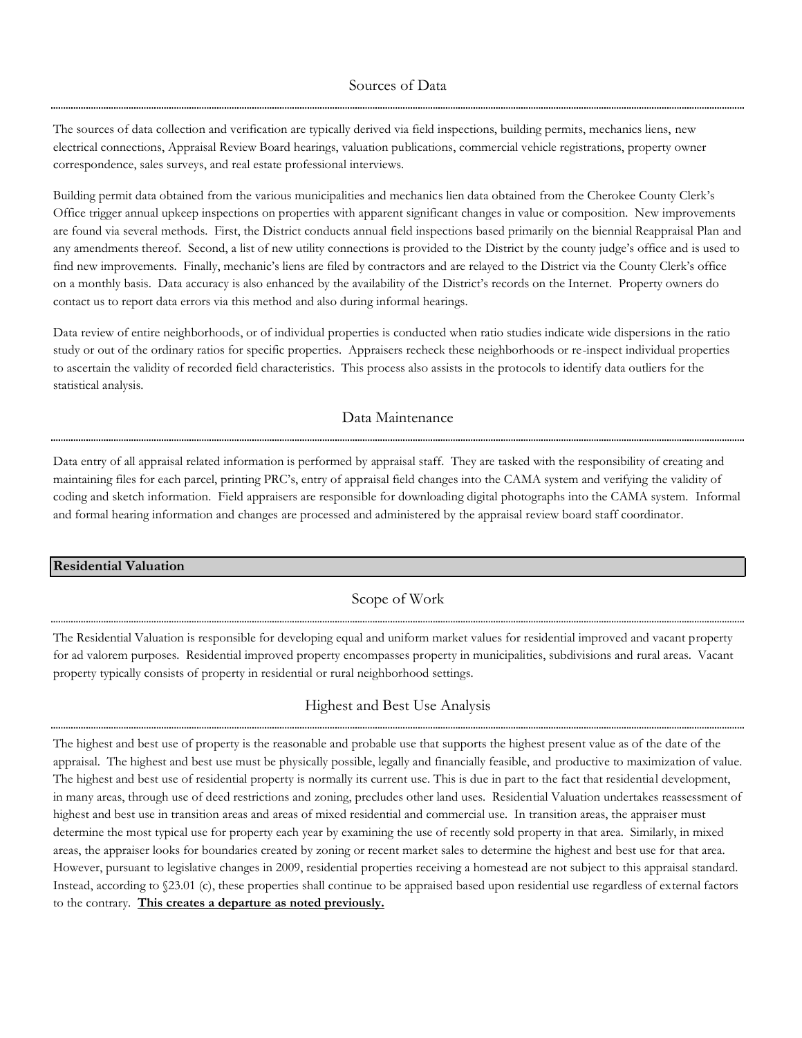## Sources of Data

The sources of data collection and verification are typically derived via field inspections, building permits, mechanics liens, new electrical connections, Appraisal Review Board hearings, valuation publications, commercial vehicle registrations, property owner correspondence, sales surveys, and real estate professional interviews.

Building permit data obtained from the various municipalities and mechanics lien data obtained from the Cherokee County Clerk's Office trigger annual upkeep inspections on properties with apparent significant changes in value or composition. New improvements are found via several methods. First, the District conducts annual field inspections based primarily on the biennial Reappraisal Plan and any amendments thereof. Second, a list of new utility connections is provided to the District by the county judge's office and is used to find new improvements. Finally, mechanic's liens are filed by contractors and are relayed to the District via the County Clerk's office on a monthly basis. Data accuracy is also enhanced by the availability of the District's records on the Internet. Property owners do contact us to report data errors via this method and also during informal hearings.

Data review of entire neighborhoods, or of individual properties is conducted when ratio studies indicate wide dispersions in the ratio study or out of the ordinary ratios for specific properties. Appraisers recheck these neighborhoods or re-inspect individual properties to ascertain the validity of recorded field characteristics. This process also assists in the protocols to identify data outliers for the statistical analysis.

## Data Maintenance

Data entry of all appraisal related information is performed by appraisal staff. They are tasked with the responsibility of creating and maintaining files for each parcel, printing PRC's, entry of appraisal field changes into the CAMA system and verifying the validity of coding and sketch information. Field appraisers are responsible for downloading digital photographs into the CAMA system. Informal and formal hearing information and changes are processed and administered by the appraisal review board staff coordinator.

# Residential Valuation

## Scope of Work

The Residential Valuation is responsible for developing equal and uniform market values for residential improved and vacant property for ad valorem purposes. Residential improved property encompasses property in municipalities, subdivisions and rural areas. Vacant property typically consists of property in residential or rural neighborhood settings.

## Highest and Best Use Analysis

The highest and best use of property is the reasonable and probable use that supports the highest present value as of the date of the appraisal. The highest and best use must be physically possible, legally and financially feasible, and productive to maximization of value. The highest and best use of residential property is normally its current use. This is due in part to the fact that residential development, in many areas, through use of deed restrictions and zoning, precludes other land uses. Residential Valuation undertakes reassessment of highest and best use in transition areas and areas of mixed residential and commercial use. In transition areas, the appraiser must determine the most typical use for property each year by examining the use of recently sold property in that area. Similarly, in mixed areas, the appraiser looks for boundaries created by zoning or recent market sales to determine the highest and best use for that area. However, pursuant to legislative changes in 2009, residential properties receiving a homestead are not subject to this appraisal standard. Instead, according to §23.01 (c), these properties shall continue to be appraised based upon residential use regardless of external factors to the contrary. **<u>This creates a departure as noted previously.</u>**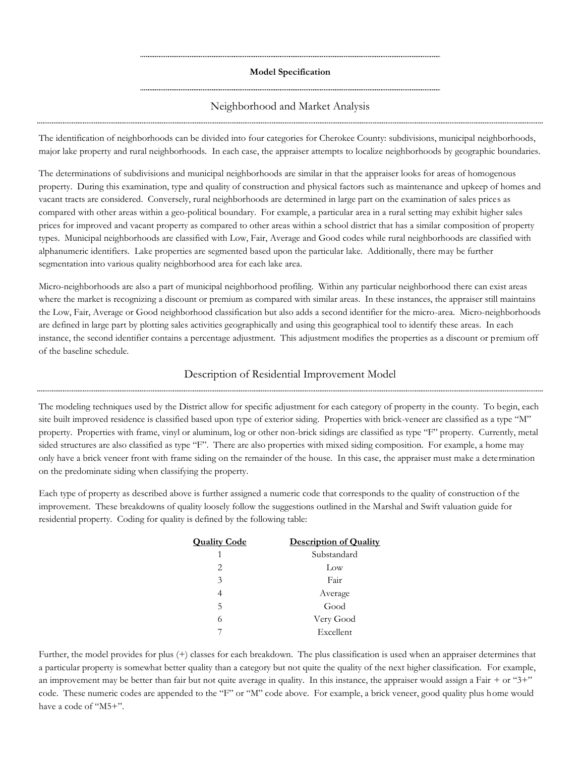## Model Specification

### Neighborhood and Market Analysis

The identification of neighborhoods can be divided into four categories for Cherokee County: subdivisions, municipal neighborhoods, major lake property and rural neighborhoods. In each case, the appraiser attempts to localize neighborhoods by geographic boundaries.

The determinations of subdivisions and municipal neighborhoods are similar in that the appraiser looks for areas of homogenous property. During this examination, type and quality of construction and physical factors such as maintenance and upkeep of homes and vacant tracts are considered. Conversely, rural neighborhoods are determined in large part on the examination of sales prices as compared with other areas within a geo-political boundary. For example, a particular area in a rural setting may exhibit higher sales prices for improved and vacant property as compared to other areas within a school district that has a similar composition of property types. Municipal neighborhoods are classified with Low, Fair, Average and Good codes while rural neighborhoods are classified with alphanumeric identifiers. Lake properties are segmented based upon the particular lake. Additionally, there may be further segmentation into various quality neighborhood area for each lake area.

Micro-neighborhoods are also a part of municipal neighborhood profiling. Within any particular neighborhood there can exist areas where the market is recognizing a discount or premium as compared with similar areas. In these instances, the appraiser still maintains the Low, Fair, Average or Good neighborhood classification but also adds a second identifier for the micro-area. Micro-neighborhoods are defined in large part by plotting sales activities geographically and using this geographical tool to identify these areas. In each instance, the second identifier contains a percentage adjustment. This adjustment modifies the properties as a discount or premium off of the baseline schedule.

### Description of Residential Improvement Model

The modeling techniques used by the District allow for specific adjustment for each category of property in the county. To begin, each site built improved residence is classified based upon type of exterior siding. Properties with brick-veneer are classified as a type "M" property. Properties with frame, vinyl or aluminum, log or other non-brick sidings are classified as type "F" property. Currently, metal sided structures are also classified as type "F". There are also properties with mixed siding composition. For example, a home may only have a brick veneer front with frame siding on the remainder of the house. In this case, the appraiser must make a determination on the predominate siding when classifying the property.

Each type of property as described above is further assigned a numeric code that corresponds to the quality of construction of the improvement. These breakdowns of quality loosely follow the suggestions outlined in the Marshal and Swift valuation guide for residential property. Coding for quality is defined by the following table:

| Quality Code | Description of Quality |
|---|---|
| 1 | Substandard |
| 2 | Low |
| 3 | Fair |
| 4 | Average |
| 5 | Good |
| 6 | Very Good |
| 7 | Excellent |

Further, the model provides for plus (+) classes for each breakdown. The plus classification is used when an appraiser determines that a particular property is somewhat better quality than a category but not quite the quality of the next higher classification. For example, an improvement may be better than fair but not quite average in quality. In this instance, the appraiser would assign a Fair + or "3+" code. These numeric codes are appended to the "F" or "M" code above. For example, a brick veneer, good quality plus home would have a code of "M5+".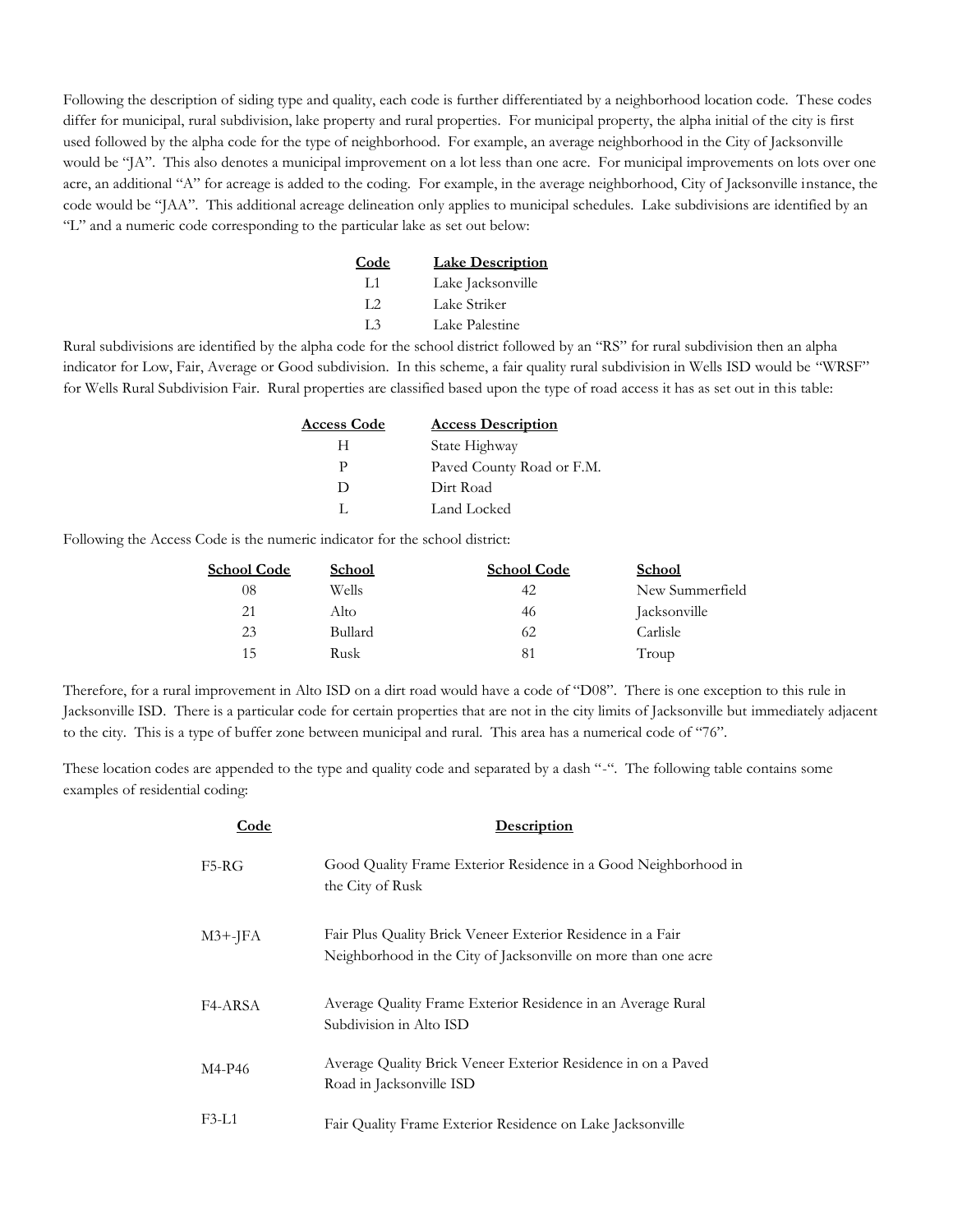Following the description of siding type and quality, each code is further differentiated by a neighborhood location code. These codes differ for municipal, rural subdivision, lake property and rural properties. For municipal property, the alpha initial of the city is first used followed by the alpha code for the type of neighborhood. For example, an average neighborhood in the City of Jacksonville would be "JA". This also denotes a municipal improvement on a lot less than one acre. For municipal improvements on lots over one acre, an additional "A" for acreage is added to the coding. For example, in the average neighborhood, City of Jacksonville instance, the code would be "JAA". This additional acreage delineation only applies to municipal schedules. Lake subdivisions are identified by an "L" and a numeric code corresponding to the particular lake as set out below:

| Code | Lake Description |
|---|---|
| L1 | Lake Jacksonville |
| L2 | Lake Striker |
| L3 | Lake Palestine |

Rural subdivisions are identified by the alpha code for the school district followed by an "RS" for rural subdivision then an alpha indicator for Low, Fair, Average or Good subdivision. In this scheme, a fair quality rural subdivision in Wells ISD would be "WRSF" for Wells Rural Subdivision Fair. Rural properties are classified based upon the type of road access it has as set out in this table:

| Access Code | Access Description |
|---|---|
| H | State Highway |
| P | Paved County Road or F.M. |
| D | Dirt Road |
| L | Land Locked |

Following the Access Code is the numeric indicator for the school district:

| School Code | School | School Code | School |
|---|---|---|---|
| 08 | Wells | 42 | New Summerfield |
| 21 | Alto | 46 | Jacksonville |
| 23 | Bullard | 62 | Carlisle |
| 15 | Rusk | 81 | Troup |

Therefore, for a rural improvement in Alto ISD on a dirt road would have a code of "D08". There is one exception to this rule in Jacksonville ISD. There is a particular code for certain properties that are not in the city limits of Jacksonville but immediately adjacent to the city. This is a type of buffer zone between municipal and rural. This area has a numerical code of "76".

These location codes are appended to the type and quality code and separated by a dash "-". The following table contains some examples of residential coding:

| Code | Description |
|---|---|
| F5-RG | Good Quality Frame Exterior Residence in a Good Neighborhood in the City of Rusk |
| M3+-JFA | Fair Plus Quality Brick Veneer Exterior Residence in a Fair Neighborhood in the City of Jacksonville on more than one acre |
| F4-ARSA | Average Quality Frame Exterior Residence in an Average Rural Subdivision in Alto ISD |
| M4-P46 | Average Quality Brick Veneer Exterior Residence in on a Paved Road in Jacksonville ISD |
| F3-L1 | Fair Quality Frame Exterior Residence on Lake Jacksonville |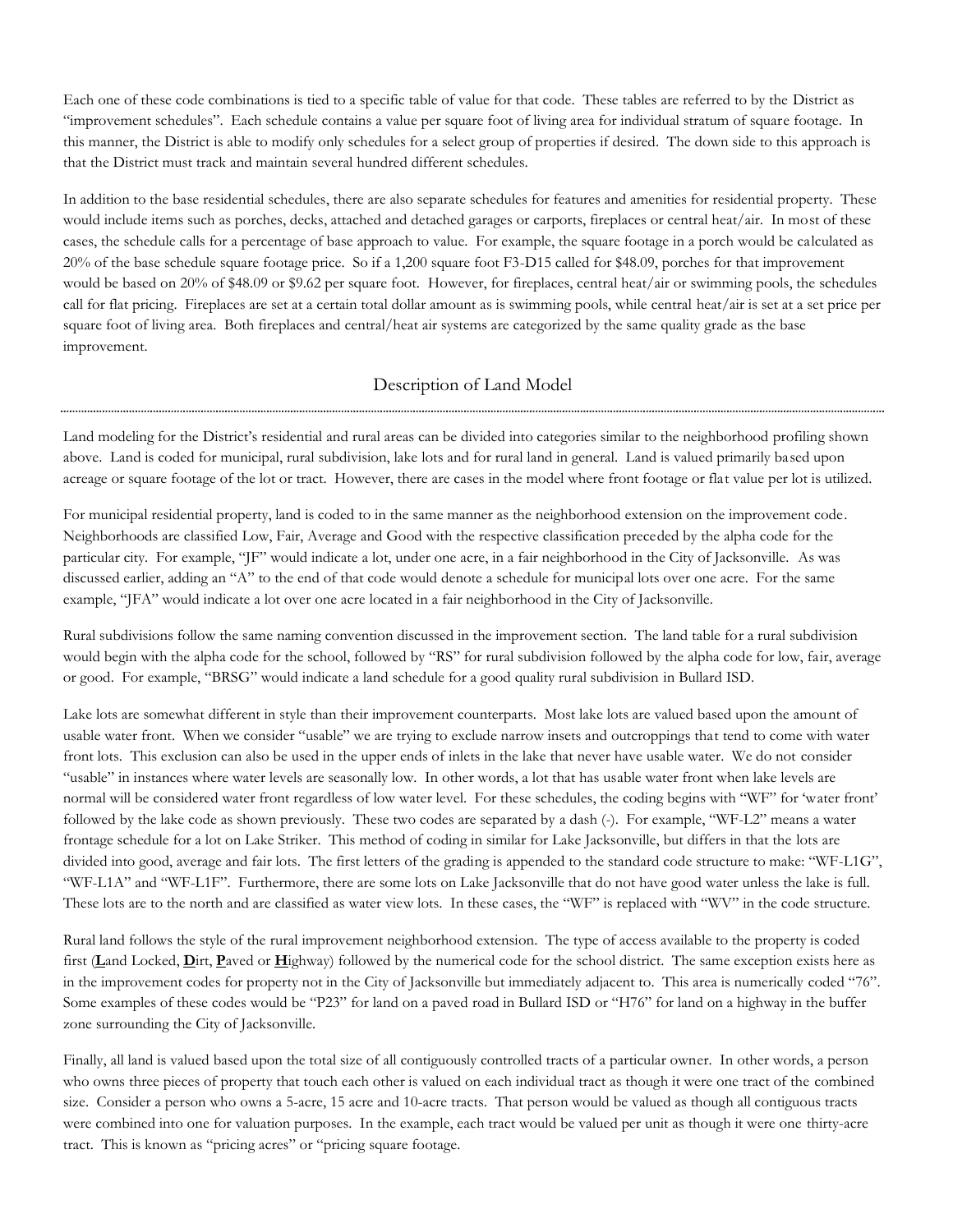Each one of these code combinations is tied to a specific table of value for that code. These tables are referred to by the District as "improvement schedules". Each schedule contains a value per square foot of living area for individual stratum of square footage. In this manner, the District is able to modify only schedules for a select group of properties if desired. The down side to this approach is that the District must track and maintain several hundred different schedules.

In addition to the base residential schedules, there are also separate schedules for features and amenities for residential property. These would include items such as porches, decks, attached and detached garages or carports, fireplaces or central heat/air. In most of these cases, the schedule calls for a percentage of base approach to value. For example, the square footage in a porch would be calculated as 20% of the base schedule square footage price. So if a 1,200 square foot F3-D15 called for $48.09, porches for that improvement would be based on 20% of $48.09 or $9.62 per square foot. However, for fireplaces, central heat/air or swimming pools, the schedules call for flat pricing. Fireplaces are set at a certain total dollar amount as is swimming pools, while central heat/air is set at a set price per square foot of living area. Both fireplaces and central/heat air systems are categorized by the same quality grade as the base improvement.

## Description of Land Model

Land modeling for the District's residential and rural areas can be divided into categories similar to the neighborhood profiling shown above. Land is coded for municipal, rural subdivision, lake lots and for rural land in general. Land is valued primarily based upon acreage or square footage of the lot or tract. However, there are cases in the model where front footage or flat value per lot is utilized.

For municipal residential property, land is coded to in the same manner as the neighborhood extension on the improvement code. Neighborhoods are classified Low, Fair, Average and Good with the respective classification preceded by the alpha code for the particular city. For example, "JF" would indicate a lot, under one acre, in a fair neighborhood in the City of Jacksonville. As was discussed earlier, adding an "A" to the end of that code would denote a schedule for municipal lots over one acre. For the same example, "JFA" would indicate a lot over one acre located in a fair neighborhood in the City of Jacksonville.

Rural subdivisions follow the same naming convention discussed in the improvement section. The land table for a rural subdivision would begin with the alpha code for the school, followed by "RS" for rural subdivision followed by the alpha code for low, fair, average or good. For example, "BRSG" would indicate a land schedule for a good quality rural subdivision in Bullard ISD.

Lake lots are somewhat different in style than their improvement counterparts. Most lake lots are valued based upon the amount of usable water front. When we consider "usable" we are trying to exclude narrow insets and outcroppings that tend to come with water front lots. This exclusion can also be used in the upper ends of inlets in the lake that never have usable water. We do not consider "usable" in instances where water levels are seasonally low. In other words, a lot that has usable water front when lake levels are normal will be considered water front regardless of low water level. For these schedules, the coding begins with "WF" for 'water front' followed by the lake code as shown previously. These two codes are separated by a dash (-). For example, "WF-L2" means a water frontage schedule for a lot on Lake Striker. This method of coding in similar for Lake Jacksonville, but differs in that the lots are divided into good, average and fair lots. The first letters of the grading is appended to the standard code structure to make: "WF-L1G", "WF-L1A" and "WF-L1F". Furthermore, there are some lots on Lake Jacksonville that do not have good water unless the lake is full. These lots are to the north and are classified as water view lots. In these cases, the "WF" is replaced with "WV" in the code structure.

Rural land follows the style of the rural improvement neighborhood extension. The type of access available to the property is coded first (**L**and Locked, **D**irt, **P**aved or **H**ighway) followed by the numerical code for the school district. The same exception exists here as in the improvement codes for property not in the City of Jacksonville but immediately adjacent to. This area is numerically coded "76". Some examples of these codes would be "P23" for land on a paved road in Bullard ISD or "H76" for land on a highway in the buffer zone surrounding the City of Jacksonville.

Finally, all land is valued based upon the total size of all contiguously controlled tracts of a particular owner. In other words, a person who owns three pieces of property that touch each other is valued on each individual tract as though it were one tract of the combined size. Consider a person who owns a 5-acre, 15 acre and 10-acre tracts. That person would be valued as though all contiguous tracts were combined into one for valuation purposes. In the example, each tract would be valued per unit as though it were one thirty-acre tract. This is known as "pricing acres" or "pricing square footage.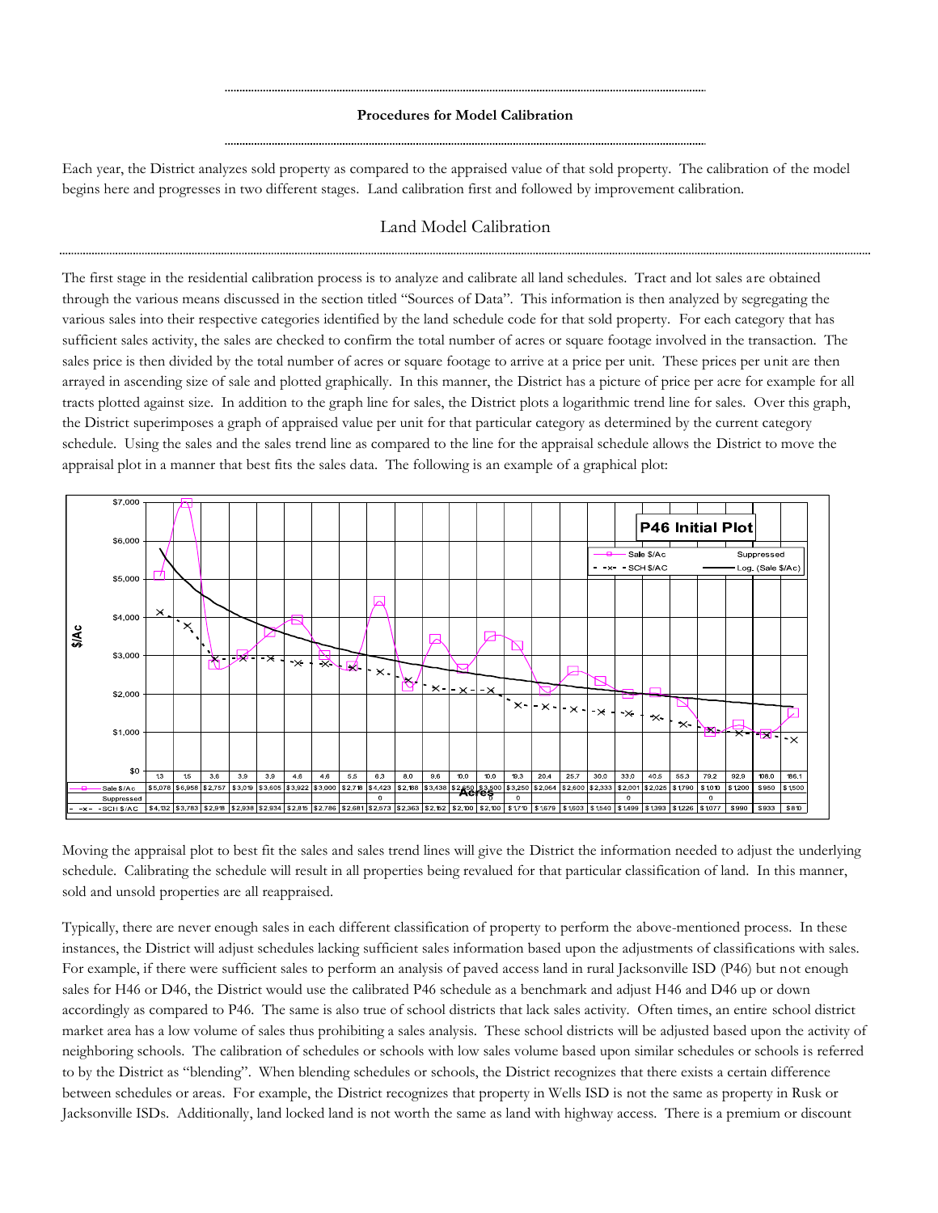## Procedures for Model Calibration

Each year, the District analyzes sold property as compared to the appraised value of that sold property. The calibration of the model begins here and progresses in two different stages. Land calibration first and followed by improvement calibration.

### Land Model Calibration

The first stage in the residential calibration process is to analyze and calibrate all land schedules. Tract and lot sales are obtained through the various means discussed in the section titled "Sources of Data". This information is then analyzed by segregating the various sales into their respective categories identified by the land schedule code for that sold property. For each category that has sufficient sales activity, the sales are checked to confirm the total number of acres or square footage involved in the transaction. The sales price is then divided by the total number of acres or square footage to arrive at a price per unit. These prices per unit are then arrayed in ascending size of sale and plotted graphically. In this manner, the District has a picture of price per acre for example for all tracts plotted against size. In addition to the graph line for sales, the District plots a logarithmic trend line for sales. Over this graph, the District superimposes a graph of appraised value per unit for that particular category as determined by the current category schedule. Using the sales and the sales trend line as compared to the line for the appraisal schedule allows the District to move the appraisal plot in a manner that best fits the sales data. The following is an example of a graphical plot:

**P46 Initial Plot**

| Acres | 1.3 | 1.5 | 3.6 | 3.9 | 3.9 | 4.6 | 4.6 | 5.5 | 6.3 | 8.0 | 9.6 | 10.0 | 10.0 | 19.3 | 20.4 | 25.7 | 30.0 | 33.0 | 40.5 | 55.3 | 79.2 | 92.9 | 108.0 | 186.1 |
|---|---|---|---|---|---|---|---|---|---|---|---|---|---|---|---|---|---|---|---|---|---|---|---|---|
| Sale $/Ac | $5,078 | $6,958 | $2,757 | $3,019 | $3,605 | $3,922 | $3,000 | $2,718 | $4,423 | $2,188 | $3,438 | $2,650 | $3,500 | $3,250 | $2,064 | $2,600 | $2,333 | $2,001 | $2,025 | $1,790 | $1,010 | $1,200 | $950 | $1,500 |
| Suppressed | | | | | | | | | 0 | | | | 0 | 0 | | | | 0 | | | 0 | | | |
| SCH $/AC | $4,132 | $3,783 | $2,919 | $2,938 | $2,934 | $2,815 | $2,786 | $2,681 | $2,573 | $2,363 | $2,152 | $2,100 | $2,100 | $1,710 | $1,679 | $1,603 | $1,540 | $1,499 | $1,393 | $1,226 | $1,077 | $990 | $933 | $810 |

Moving the appraisal plot to best fit the sales and sales trend lines will give the District the information needed to adjust the underlying schedule. Calibrating the schedule will result in all properties being revalued for that particular classification of land. In this manner, sold and unsold properties are all reappraised.

Typically, there are never enough sales in each different classification of property to perform the above-mentioned process. In these instances, the District will adjust schedules lacking sufficient sales information based upon the adjustments of classifications with sales. For example, if there were sufficient sales to perform an analysis of paved access land in rural Jacksonville ISD (P46) but not enough sales for H46 or D46, the District would use the calibrated P46 schedule as a benchmark and adjust H46 and D46 up or down accordingly as compared to P46. The same is also true of school districts that lack sales activity. Often times, an entire school district market area has a low volume of sales thus prohibiting a sales analysis. These school districts will be adjusted based upon the activity of neighboring schools. The calibration of schedules or schools with low sales volume based upon similar schedules or schools is referred to by the District as "blending". When blending schedules or schools, the District recognizes that there exists a certain difference between schedules or areas. For example, the District recognizes that property in Wells ISD is not the same as property in Rusk or Jacksonville ISDs. Additionally, land locked land is not worth the same as land with highway access. There is a premium or discount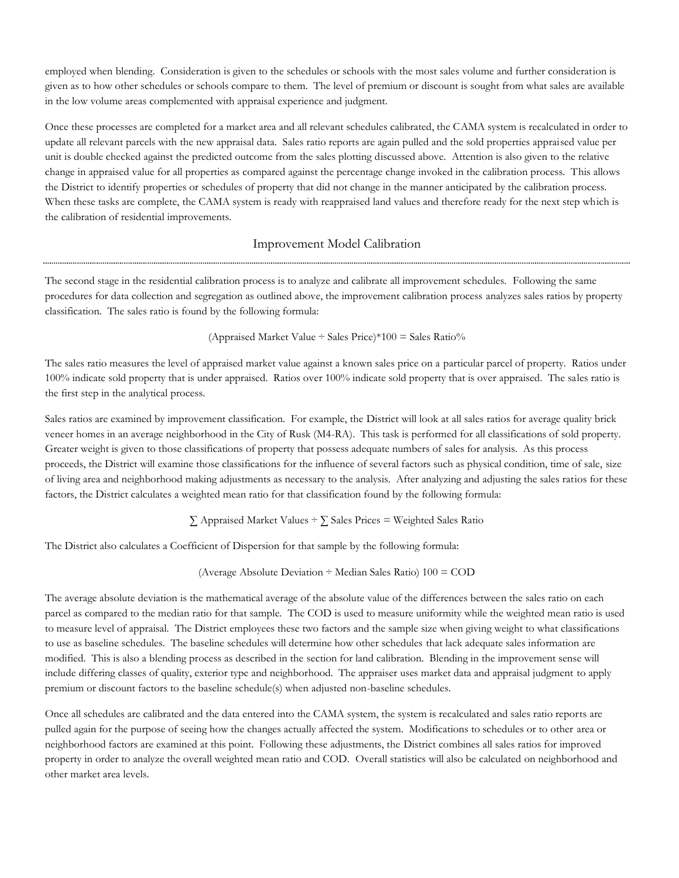employed when blending. Consideration is given to the schedules or schools with the most sales volume and further consideration is given as to how other schedules or schools compare to them. The level of premium or discount is sought from what sales are available in the low volume areas complemented with appraisal experience and judgment.

Once these processes are completed for a market area and all relevant schedules calibrated, the CAMA system is recalculated in order to update all relevant parcels with the new appraisal data. Sales ratio reports are again pulled and the sold properties appraised value per unit is double checked against the predicted outcome from the sales plotting discussed above. Attention is also given to the relative change in appraised value for all properties as compared against the percentage change invoked in the calibration process. This allows the District to identify properties or schedules of property that did not change in the manner anticipated by the calibration process. When these tasks are complete, the CAMA system is ready with reappraised land values and therefore ready for the next step which is the calibration of residential improvements.

## Improvement Model Calibration

The second stage in the residential calibration process is to analyze and calibrate all improvement schedules. Following the same procedures for data collection and segregation as outlined above, the improvement calibration process analyzes sales ratios by property classification. The sales ratio is found by the following formula:

$$(\text{Appraised Market Value} \div \text{Sales Price}) * 100 = \text{Sales Ratio\%}$$

The sales ratio measures the level of appraised market value against a known sales price on a particular parcel of property. Ratios under 100% indicate sold property that is under appraised. Ratios over 100% indicate sold property that is over appraised. The sales ratio is the first step in the analytical process.

Sales ratios are examined by improvement classification. For example, the District will look at all sales ratios for average quality brick veneer homes in an average neighborhood in the City of Rusk (M4-RA). This task is performed for all classifications of sold property. Greater weight is given to those classifications of property that possess adequate numbers of sales for analysis. As this process proceeds, the District will examine those classifications for the influence of several factors such as physical condition, time of sale, size of living area and neighborhood making adjustments as necessary to the analysis. After analyzing and adjusting the sales ratios for these factors, the District calculates a weighted mean ratio for that classification found by the following formula:

$$\sum \text{Appraised Market Values} \div \sum \text{Sales Prices} = \text{Weighted Sales Ratio}$$

The District also calculates a Coefficient of Dispersion for that sample by the following formula:

$$(\text{Average Absolute Deviation} \div \text{Median Sales Ratio})\ 100 = \text{COD}$$

The average absolute deviation is the mathematical average of the absolute value of the differences between the sales ratio on each parcel as compared to the median ratio for that sample. The COD is used to measure uniformity while the weighted mean ratio is used to measure level of appraisal. The District employees these two factors and the sample size when giving weight to what classifications to use as baseline schedules. The baseline schedules will determine how other schedules that lack adequate sales information are modified. This is also a blending process as described in the section for land calibration. Blending in the improvement sense will include differing classes of quality, exterior type and neighborhood. The appraiser uses market data and appraisal judgment to apply premium or discount factors to the baseline schedule(s) when adjusted non-baseline schedules.

Once all schedules are calibrated and the data entered into the CAMA system, the system is recalculated and sales ratio reports are pulled again for the purpose of seeing how the changes actually affected the system. Modifications to schedules or to other area or neighborhood factors are examined at this point. Following these adjustments, the District combines all sales ratios for improved property in order to analyze the overall weighted mean ratio and COD. Overall statistics will also be calculated on neighborhood and other market area levels.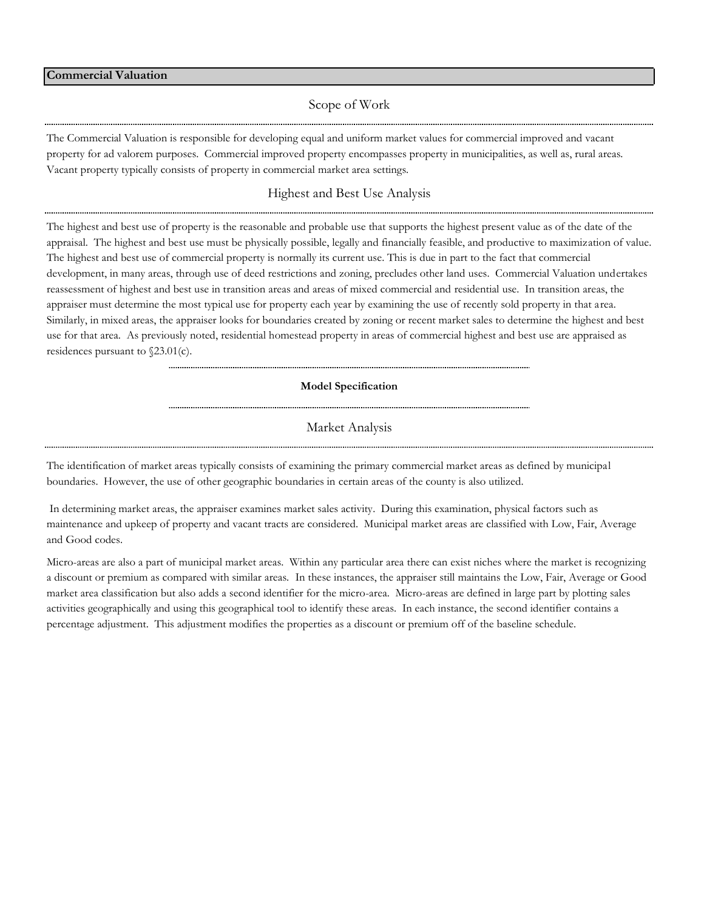## Commercial Valuation

### Scope of Work

The Commercial Valuation is responsible for developing equal and uniform market values for commercial improved and vacant property for ad valorem purposes. Commercial improved property encompasses property in municipalities, as well as, rural areas. Vacant property typically consists of property in commercial market area settings.

### Highest and Best Use Analysis

The highest and best use of property is the reasonable and probable use that supports the highest present value as of the date of the appraisal. The highest and best use must be physically possible, legally and financially feasible, and productive to maximization of value. The highest and best use of commercial property is normally its current use. This is due in part to the fact that commercial development, in many areas, through use of deed restrictions and zoning, precludes other land uses. Commercial Valuation undertakes reassessment of highest and best use in transition areas and areas of mixed commercial and residential use. In transition areas, the appraiser must determine the most typical use for property each year by examining the use of recently sold property in that area. Similarly, in mixed areas, the appraiser looks for boundaries created by zoning or recent market sales to determine the highest and best use for that area. As previously noted, residential homestead property in areas of commercial highest and best use are appraised as residences pursuant to §23.01(c).

**Model Specification**

### Market Analysis

The identification of market areas typically consists of examining the primary commercial market areas as defined by municipal boundaries. However, the use of other geographic boundaries in certain areas of the county is also utilized.

In determining market areas, the appraiser examines market sales activity. During this examination, physical factors such as maintenance and upkeep of property and vacant tracts are considered. Municipal market areas are classified with Low, Fair, Average and Good codes.

Micro-areas are also a part of municipal market areas. Within any particular area there can exist niches where the market is recognizing a discount or premium as compared with similar areas. In these instances, the appraiser still maintains the Low, Fair, Average or Good market area classification but also adds a second identifier for the micro-area. Micro-areas are defined in large part by plotting sales activities geographically and using this geographical tool to identify these areas. In each instance, the second identifier contains a percentage adjustment. This adjustment modifies the properties as a discount or premium off of the baseline schedule.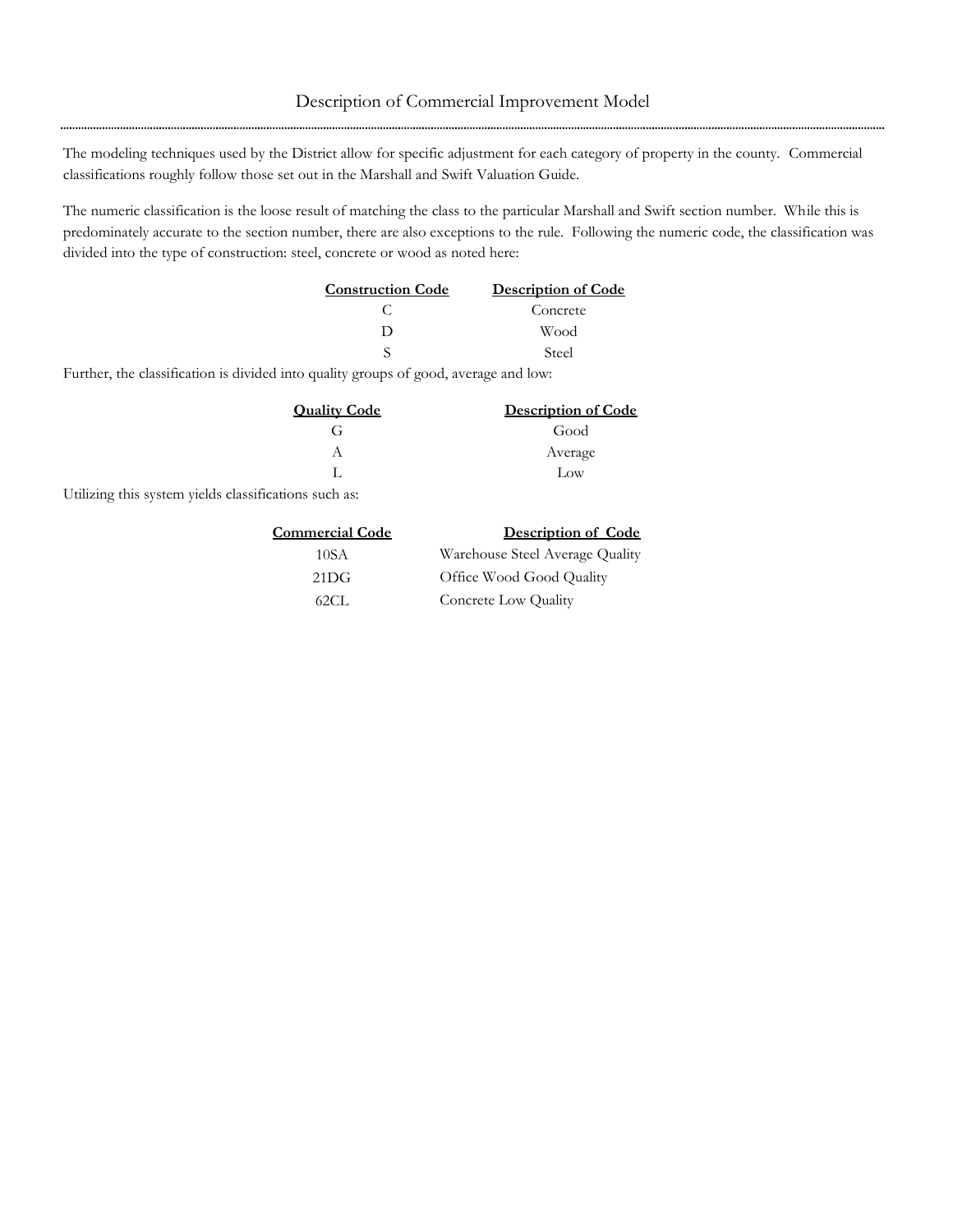# Description of Commercial Improvement Model

The modeling techniques used by the District allow for specific adjustment for each category of property in the county. Commercial classifications roughly follow those set out in the Marshall and Swift Valuation Guide.

The numeric classification is the loose result of matching the class to the particular Marshall and Swift section number. While this is predominately accurate to the section number, there are also exceptions to the rule. Following the numeric code, the classification was divided into the type of construction: steel, concrete or wood as noted here:

| Construction Code | Description of Code |
|---|---|
| C | Concrete |
| D | Wood |
| S | Steel |

Further, the classification is divided into quality groups of good, average and low:

| Quality Code | Description of Code |
|---|---|
| G | Good |
| A | Average |
| L | Low |

Utilizing this system yields classifications such as:

| Commercial Code | Description of Code |
|---|---|
| 10SA | Warehouse Steel Average Quality |
| 21DG | Office Wood Good Quality |
| 62CL | Concrete Low Quality |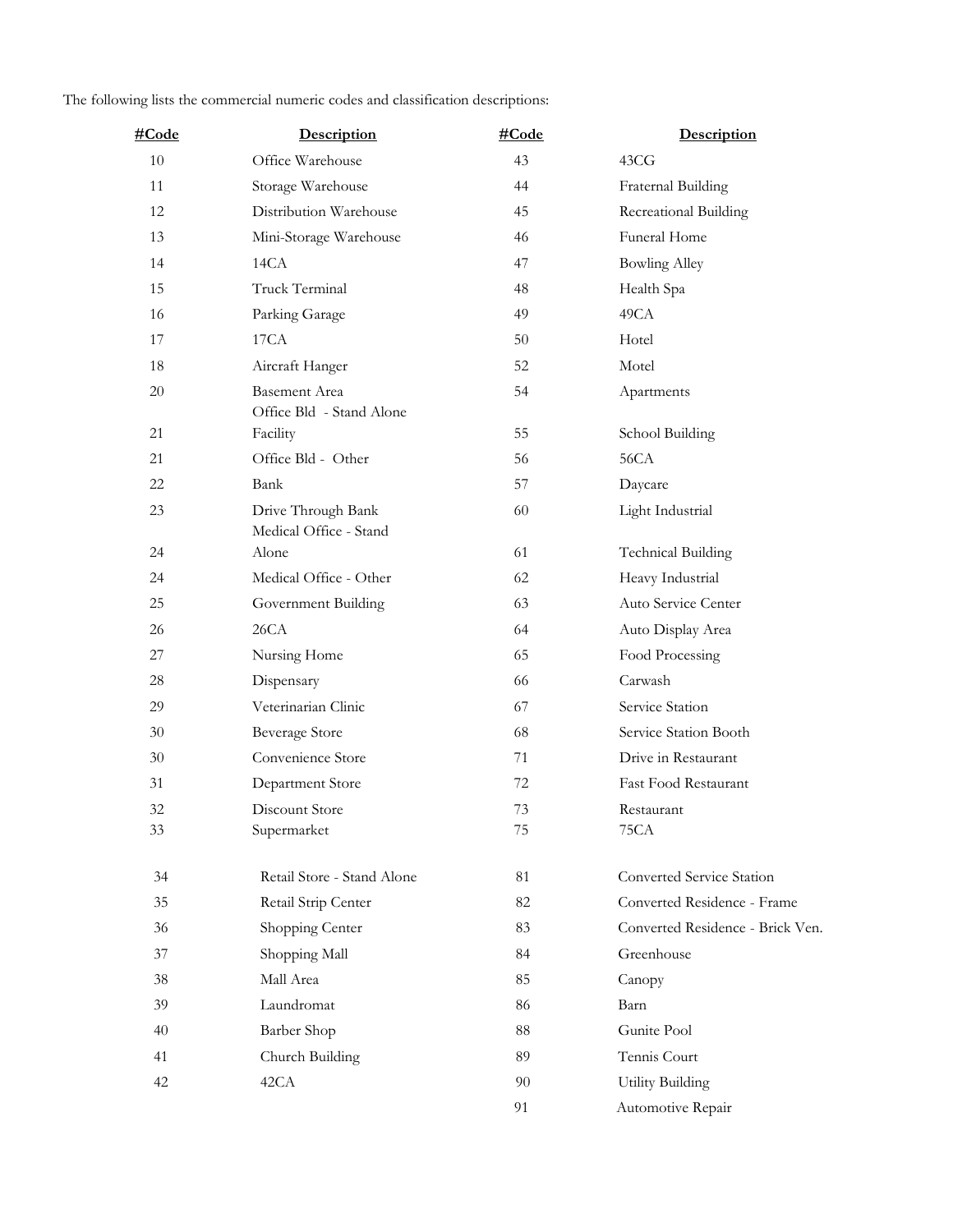The following lists the commercial numeric codes and classification descriptions:

| #Code | Description | #Code | Description |
|---|---|---|---|
| 10 | Office Warehouse | 43 | 43CG |
| 11 | Storage Warehouse | 44 | Fraternal Building |
| 12 | Distribution Warehouse | 45 | Recreational Building |
| 13 | Mini-Storage Warehouse | 46 | Funeral Home |
| 14 | 14CA | 47 | Bowling Alley |
| 15 | Truck Terminal | 48 | Health Spa |
| 16 | Parking Garage | 49 | 49CA |
| 17 | 17CA | 50 | Hotel |
| 18 | Aircraft Hanger | 52 | Motel |
| 20 | Basement Area | 54 | Apartments |
| 21 | Office Bld - Stand Alone Facility | 55 | School Building |
| 21 | Office Bld - Other | 56 | 56CA |
| 22 | Bank | 57 | Daycare |
| 23 | Drive Through Bank | 60 | Light Industrial |
| 24 | Medical Office - Stand Alone | 61 | Technical Building |
| 24 | Medical Office - Other | 62 | Heavy Industrial |
| 25 | Government Building | 63 | Auto Service Center |
| 26 | 26CA | 64 | Auto Display Area |
| 27 | Nursing Home | 65 | Food Processing |
| 28 | Dispensary | 66 | Carwash |
| 29 | Veterinarian Clinic | 67 | Service Station |
| 30 | Beverage Store | 68 | Service Station Booth |
| 30 | Convenience Store | 71 | Drive in Restaurant |
| 31 | Department Store | 72 | Fast Food Restaurant |
| 32 | Discount Store | 73 | Restaurant |
| 33 | Supermarket | 75 | 75CA |
| 34 | Retail Store - Stand Alone | 81 | Converted Service Station |
| 35 | Retail Strip Center | 82 | Converted Residence - Frame |
| 36 | Shopping Center | 83 | Converted Residence - Brick Ven. |
| 37 | Shopping Mall | 84 | Greenhouse |
| 38 | Mall Area | 85 | Canopy |
| 39 | Laundromat | 86 | Barn |
| 40 | Barber Shop | 88 | Gunite Pool |
| 41 | Church Building | 89 | Tennis Court |
| 42 | 42CA | 90 | Utility Building |
| | | 91 | Automotive Repair |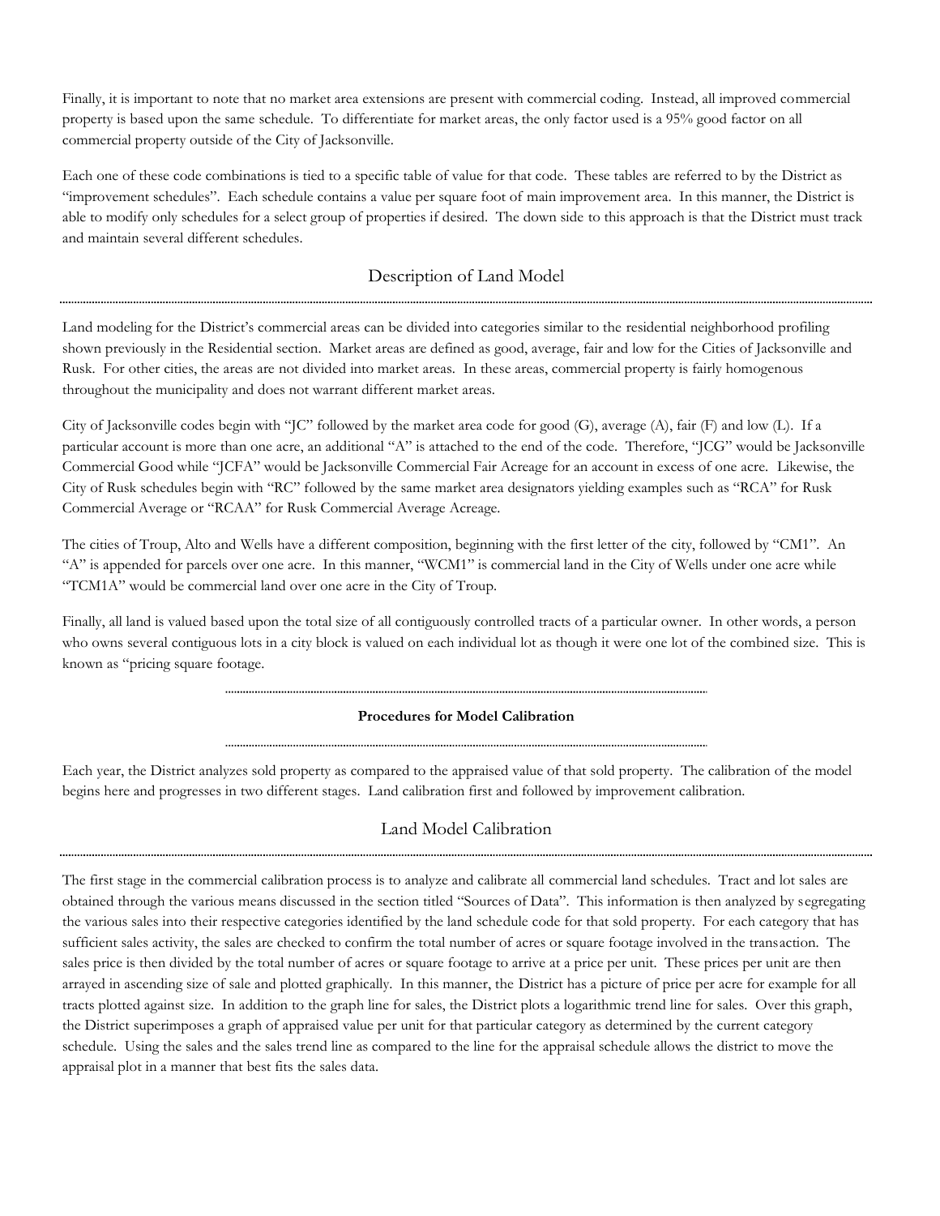Finally, it is important to note that no market area extensions are present with commercial coding. Instead, all improved commercial property is based upon the same schedule. To differentiate for market areas, the only factor used is a 95% good factor on all commercial property outside of the City of Jacksonville.

Each one of these code combinations is tied to a specific table of value for that code. These tables are referred to by the District as "improvement schedules". Each schedule contains a value per square foot of main improvement area. In this manner, the District is able to modify only schedules for a select group of properties if desired. The down side to this approach is that the District must track and maintain several different schedules.

## Description of Land Model

Land modeling for the District's commercial areas can be divided into categories similar to the residential neighborhood profiling shown previously in the Residential section. Market areas are defined as good, average, fair and low for the Cities of Jacksonville and Rusk. For other cities, the areas are not divided into market areas. In these areas, commercial property is fairly homogenous throughout the municipality and does not warrant different market areas.

City of Jacksonville codes begin with "JC" followed by the market area code for good (G), average (A), fair (F) and low (L). If a particular account is more than one acre, an additional "A" is attached to the end of the code. Therefore, "JCG" would be Jacksonville Commercial Good while "JCFA" would be Jacksonville Commercial Fair Acreage for an account in excess of one acre. Likewise, the City of Rusk schedules begin with "RC" followed by the same market area designators yielding examples such as "RCA" for Rusk Commercial Average or "RCAA" for Rusk Commercial Average Acreage.

The cities of Troup, Alto and Wells have a different composition, beginning with the first letter of the city, followed by "CM1". An "A" is appended for parcels over one acre. In this manner, "WCM1" is commercial land in the City of Wells under one acre while "TCM1A" would be commercial land over one acre in the City of Troup.

Finally, all land is valued based upon the total size of all contiguously controlled tracts of a particular owner. In other words, a person who owns several contiguous lots in a city block is valued on each individual lot as though it were one lot of the combined size. This is known as "pricing square footage.

**Procedures for Model Calibration**

Each year, the District analyzes sold property as compared to the appraised value of that sold property. The calibration of the model begins here and progresses in two different stages. Land calibration first and followed by improvement calibration.

## Land Model Calibration

The first stage in the commercial calibration process is to analyze and calibrate all commercial land schedules. Tract and lot sales are obtained through the various means discussed in the section titled "Sources of Data". This information is then analyzed by segregating the various sales into their respective categories identified by the land schedule code for that sold property. For each category that has sufficient sales activity, the sales are checked to confirm the total number of acres or square footage involved in the transaction. The sales price is then divided by the total number of acres or square footage to arrive at a price per unit. These prices per unit are then arrayed in ascending size of sale and plotted graphically. In this manner, the District has a picture of price per acre for example for all tracts plotted against size. In addition to the graph line for sales, the District plots a logarithmic trend line for sales. Over this graph, the District superimposes a graph of appraised value per unit for that particular category as determined by the current category schedule. Using the sales and the sales trend line as compared to the line for the appraisal schedule allows the district to move the appraisal plot in a manner that best fits the sales data.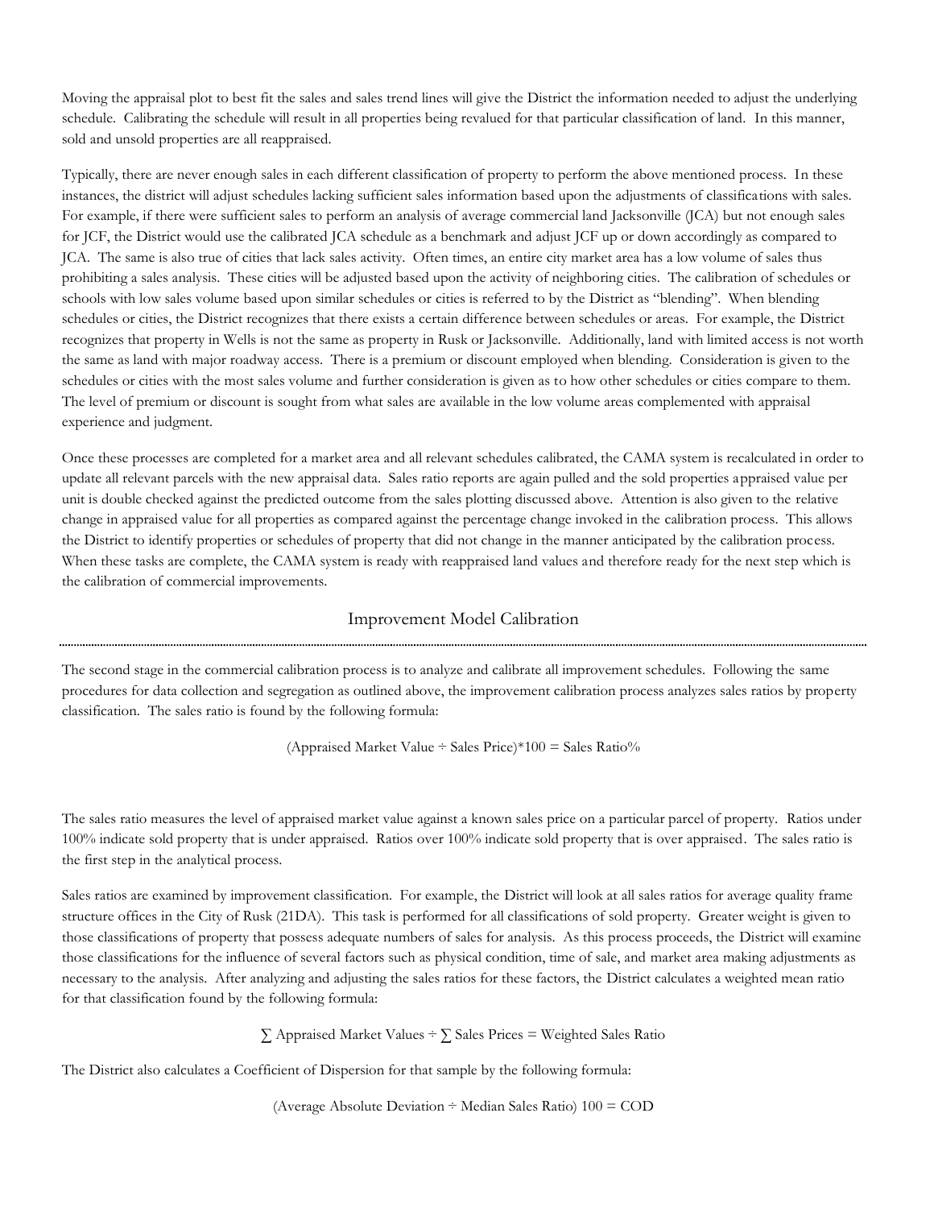Moving the appraisal plot to best fit the sales and sales trend lines will give the District the information needed to adjust the underlying schedule. Calibrating the schedule will result in all properties being revalued for that particular classification of land. In this manner, sold and unsold properties are all reappraised.

Typically, there are never enough sales in each different classification of property to perform the above mentioned process. In these instances, the district will adjust schedules lacking sufficient sales information based upon the adjustments of classifications with sales. For example, if there were sufficient sales to perform an analysis of average commercial land Jacksonville (JCA) but not enough sales for JCF, the District would use the calibrated JCA schedule as a benchmark and adjust JCF up or down accordingly as compared to JCA. The same is also true of cities that lack sales activity. Often times, an entire city market area has a low volume of sales thus prohibiting a sales analysis. These cities will be adjusted based upon the activity of neighboring cities. The calibration of schedules or schools with low sales volume based upon similar schedules or cities is referred to by the District as "blending". When blending schedules or cities, the District recognizes that there exists a certain difference between schedules or areas. For example, the District recognizes that property in Wells is not the same as property in Rusk or Jacksonville. Additionally, land with limited access is not worth the same as land with major roadway access. There is a premium or discount employed when blending. Consideration is given to the schedules or cities with the most sales volume and further consideration is given as to how other schedules or cities compare to them. The level of premium or discount is sought from what sales are available in the low volume areas complemented with appraisal experience and judgment.

Once these processes are completed for a market area and all relevant schedules calibrated, the CAMA system is recalculated in order to update all relevant parcels with the new appraisal data. Sales ratio reports are again pulled and the sold properties appraised value per unit is double checked against the predicted outcome from the sales plotting discussed above. Attention is also given to the relative change in appraised value for all properties as compared against the percentage change invoked in the calibration process. This allows the District to identify properties or schedules of property that did not change in the manner anticipated by the calibration process. When these tasks are complete, the CAMA system is ready with reappraised land values and therefore ready for the next step which is the calibration of commercial improvements.

## Improvement Model Calibration

The second stage in the commercial calibration process is to analyze and calibrate all improvement schedules. Following the same procedures for data collection and segregation as outlined above, the improvement calibration process analyzes sales ratios by property classification. The sales ratio is found by the following formula:

$$(\text{Appraised Market Value} \div \text{Sales Price}) * 100 = \text{Sales Ratio}\%$$

The sales ratio measures the level of appraised market value against a known sales price on a particular parcel of property. Ratios under 100% indicate sold property that is under appraised. Ratios over 100% indicate sold property that is over appraised. The sales ratio is the first step in the analytical process.

Sales ratios are examined by improvement classification. For example, the District will look at all sales ratios for average quality frame structure offices in the City of Rusk (21DA). This task is performed for all classifications of sold property. Greater weight is given to those classifications of property that possess adequate numbers of sales for analysis. As this process proceeds, the District will examine those classifications for the influence of several factors such as physical condition, time of sale, and market area making adjustments as necessary to the analysis. After analyzing and adjusting the sales ratios for these factors, the District calculates a weighted mean ratio for that classification found by the following formula:

$$\sum \text{Appraised Market Values} \div \sum \text{Sales Prices} = \text{Weighted Sales Ratio}$$

The District also calculates a Coefficient of Dispersion for that sample by the following formula:

$$(\text{Average Absolute Deviation} \div \text{Median Sales Ratio})\ 100 = \text{COD}$$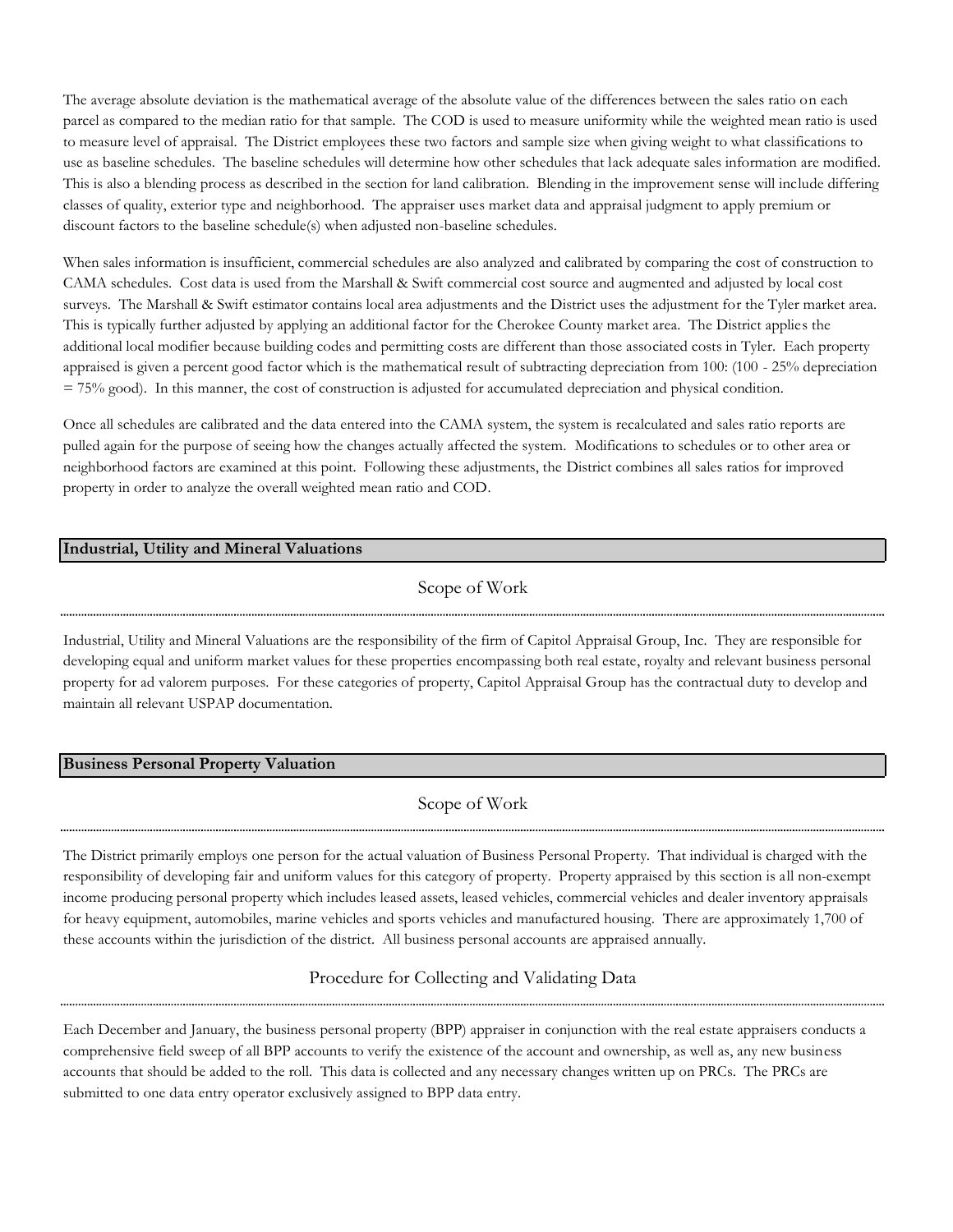The average absolute deviation is the mathematical average of the absolute value of the differences between the sales ratio on each parcel as compared to the median ratio for that sample. The COD is used to measure uniformity while the weighted mean ratio is used to measure level of appraisal. The District employees these two factors and sample size when giving weight to what classifications to use as baseline schedules. The baseline schedules will determine how other schedules that lack adequate sales information are modified. This is also a blending process as described in the section for land calibration. Blending in the improvement sense will include differing classes of quality, exterior type and neighborhood. The appraiser uses market data and appraisal judgment to apply premium or discount factors to the baseline schedule(s) when adjusted non-baseline schedules.

When sales information is insufficient, commercial schedules are also analyzed and calibrated by comparing the cost of construction to CAMA schedules. Cost data is used from the Marshall & Swift commercial cost source and augmented and adjusted by local cost surveys. The Marshall & Swift estimator contains local area adjustments and the District uses the adjustment for the Tyler market area. This is typically further adjusted by applying an additional factor for the Cherokee County market area. The District applies the additional local modifier because building codes and permitting costs are different than those associated costs in Tyler. Each property appraised is given a percent good factor which is the mathematical result of subtracting depreciation from 100: (100 - 25% depreciation = 75% good). In this manner, the cost of construction is adjusted for accumulated depreciation and physical condition.

Once all schedules are calibrated and the data entered into the CAMA system, the system is recalculated and sales ratio reports are pulled again for the purpose of seeing how the changes actually affected the system. Modifications to schedules or to other area or neighborhood factors are examined at this point. Following these adjustments, the District combines all sales ratios for improved property in order to analyze the overall weighted mean ratio and COD.

## Industrial, Utility and Mineral Valuations

### Scope of Work

Industrial, Utility and Mineral Valuations are the responsibility of the firm of Capitol Appraisal Group, Inc. They are responsible for developing equal and uniform market values for these properties encompassing both real estate, royalty and relevant business personal property for ad valorem purposes. For these categories of property, Capitol Appraisal Group has the contractual duty to develop and maintain all relevant USPAP documentation.

## Business Personal Property Valuation

### Scope of Work

The District primarily employs one person for the actual valuation of Business Personal Property. That individual is charged with the responsibility of developing fair and uniform values for this category of property. Property appraised by this section is all non-exempt income producing personal property which includes leased assets, leased vehicles, commercial vehicles and dealer inventory appraisals for heavy equipment, automobiles, marine vehicles and sports vehicles and manufactured housing. There are approximately 1,700 of these accounts within the jurisdiction of the district. All business personal accounts are appraised annually.

### Procedure for Collecting and Validating Data

Each December and January, the business personal property (BPP) appraiser in conjunction with the real estate appraisers conducts a comprehensive field sweep of all BPP accounts to verify the existence of the account and ownership, as well as, any new business accounts that should be added to the roll. This data is collected and any necessary changes written up on PRCs. The PRCs are submitted to one data entry operator exclusively assigned to BPP data entry.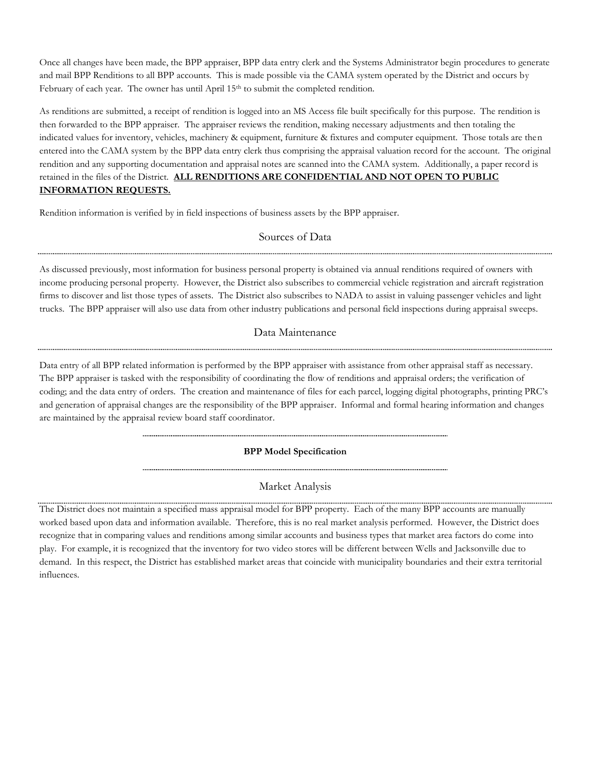Once all changes have been made, the BPP appraiser, BPP data entry clerk and the Systems Administrator begin procedures to generate and mail BPP Renditions to all BPP accounts. This is made possible via the CAMA system operated by the District and occurs by February of each year. The owner has until April 15th to submit the completed rendition.

As renditions are submitted, a receipt of rendition is logged into an MS Access file built specifically for this purpose. The rendition is then forwarded to the BPP appraiser. The appraiser reviews the rendition, making necessary adjustments and then totaling the indicated values for inventory, vehicles, machinery & equipment, furniture & fixtures and computer equipment. Those totals are then entered into the CAMA system by the BPP data entry clerk thus comprising the appraisal valuation record for the account. The original rendition and any supporting documentation and appraisal notes are scanned into the CAMA system. Additionally, a paper record is retained in the files of the District. **ALL RENDITIONS ARE CONFIDENTIAL AND NOT OPEN TO PUBLIC INFORMATION REQUESTS.**

Rendition information is verified by in field inspections of business assets by the BPP appraiser.

## Sources of Data

As discussed previously, most information for business personal property is obtained via annual renditions required of owners with income producing personal property. However, the District also subscribes to commercial vehicle registration and aircraft registration firms to discover and list those types of assets. The District also subscribes to NADA to assist in valuing passenger vehicles and light trucks. The BPP appraiser will also use data from other industry publications and personal field inspections during appraisal sweeps.

## Data Maintenance

Data entry of all BPP related information is performed by the BPP appraiser with assistance from other appraisal staff as necessary. The BPP appraiser is tasked with the responsibility of coordinating the flow of renditions and appraisal orders; the verification of coding; and the data entry of orders. The creation and maintenance of files for each parcel, logging digital photographs, printing PRC's and generation of appraisal changes are the responsibility of the BPP appraiser. Informal and formal hearing information and changes are maintained by the appraisal review board staff coordinator.

### BPP Model Specification

## Market Analysis

The District does not maintain a specified mass appraisal model for BPP property. Each of the many BPP accounts are manually worked based upon data and information available. Therefore, this is no real market analysis performed. However, the District does recognize that in comparing values and renditions among similar accounts and business types that market area factors do come into play. For example, it is recognized that the inventory for two video stores will be different between Wells and Jacksonville due to demand. In this respect, the District has established market areas that coincide with municipality boundaries and their extra territorial influences.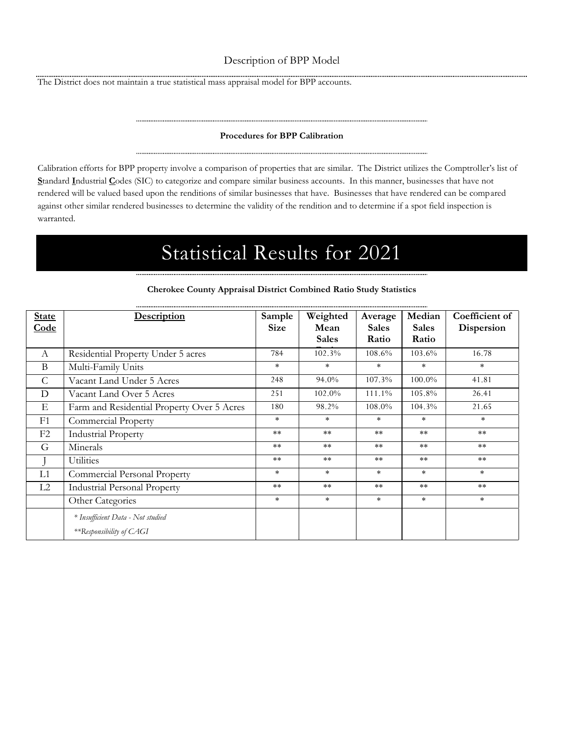## Description of BPP Model

The District does not maintain a true statistical mass appraisal model for BPP accounts.

**Procedures for BPP Calibration**

Calibration efforts for BPP property involve a comparison of properties that are similar. The District utilizes the Comptroller's list of **S**tandard **I**ndustrial **C**odes (SIC) to categorize and compare similar business accounts. In this manner, businesses that have not rendered will be valued based upon the renditions of similar businesses that have. Businesses that have rendered can be compared against other similar rendered businesses to determine the validity of the rendition and to determine if a spot field inspection is warranted.

# Statistical Results for 2021

**Cherokee County Appraisal District Combined Ratio Study Statistics**

| State Code | Description | Sample Size | Weighted Mean Sales Ratio | Average Sales Ratio | Median Sales Ratio | Coefficient of Dispersion |
|---|---|---|---|---|---|---|
| A | Residential Property Under 5 acres | 784 | 102.3% | 108.6% | 103.6% | 16.78 |
| B | Multi-Family Units | * | * | * | * | * |
| C | Vacant Land Under 5 Acres | 248 | 94.0% | 107.3% | 100.0% | 41.81 |
| D | Vacant Land Over 5 Acres | 251 | 102.0% | 111.1% | 105.8% | 26.41 |
| E | Farm and Residential Property Over 5 Acres | 180 | 98.2% | 108.0% | 104.3% | 21.65 |
| F1 | Commercial Property | * | * | * | * | * |
| F2 | Industrial Property | ** | ** | ** | ** | ** |
| G | Minerals | ** | ** | ** | ** | ** |
| J | Utilities | ** | ** | ** | ** | ** |
| L1 | Commercial Personal Property | * | * | * | * | * |
| L2 | Industrial Personal Property | ** | ** | ** | ** | ** |
| | Other Categories | * | * | * | * | * |
| | *\* Insufficient Data - Not studied*<br>*\*\*Responsibility of CAGI* | | | | | |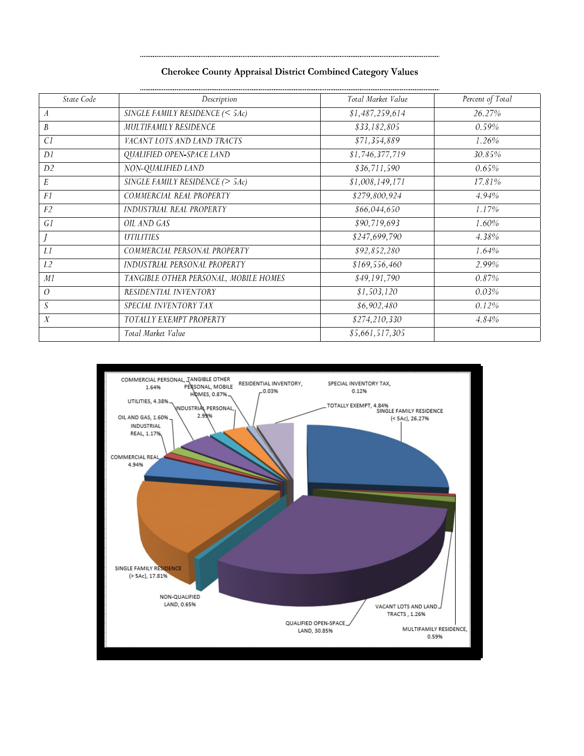## Cherokee County Appraisal District Combined Category Values

| State Code | Description | Total Market Value | Percent of Total |
|---|---|---|---|
| A | SINGLE FAMILY RESIDENCE (< 5Ac) | $1,487,259,614 | 26.27% |
| B | MULTIFAMILY RESIDENCE | $33,182,805 | 0.59% |
| C1 | VACANT LOTS AND LAND TRACTS | $71,354,889 | 1.26% |
| D1 | QUALIFIED OPEN-SPACE LAND | $1,746,377,719 | 30.85% |
| D2 | NON-QUALIFIED LAND | $36,711,590 | 0.65% |
| E | SINGLE FAMILY RESIDENCE (> 5Ac) | $1,008,149,171 | 17.81% |
| F1 | COMMERCIAL REAL PROPERTY | $279,800,924 | 4.94% |
| F2 | INDUSTRIAL REAL PROPERTY | $66,044,650 | 1.17% |
| G1 | OIL AND GAS | $90,719,693 | 1.60% |
| J | UTILITIES | $247,699,790 | 4.38% |
| L1 | COMMERCIAL PERSONAL PROPERTY | $92,852,280 | 1.64% |
| L2 | INDUSTRIAL PERSONAL PROPERTY | $169,556,460 | 2.99% |
| M1 | TANGIBLE OTHER PERSONAL, MOBILE HOMES | $49,191,790 | 0.87% |
| O | RESIDENTIAL INVENTORY | $1,503,120 | 0.03% |
| S | SPECIAL INVENTORY TAX | $6,902,480 | 0.12% |
| X | TOTALLY EXEMPT PROPERTY | $274,210,330 | 4.84% |
| | Total Market Value | $5,661,517,305 | |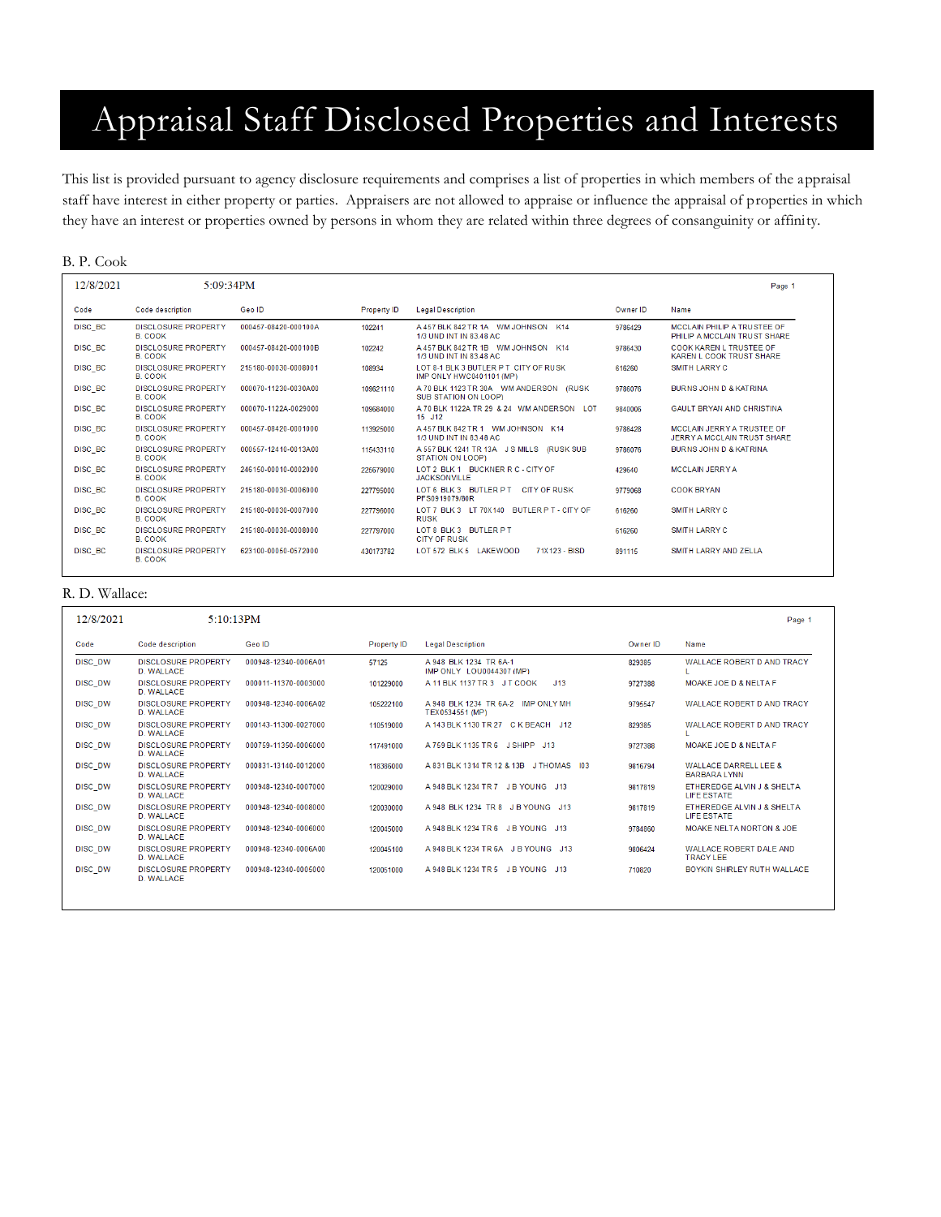# Appraisal Staff Disclosed Properties and Interests

This list is provided pursuant to agency disclosure requirements and comprises a list of properties in which members of the appraisal staff have interest in either property or parties. Appraisers are not allowed to appraise or influence the appraisal of properties in which they have an interest or properties owned by persons in whom they are related within three degrees of consanguinity or affinity.

B. P. Cook

12/8/2021 5:09:34PM

| Code | Code description | Geo ID | Property ID | Legal Description | Owner ID | Name |
|---|---|---|---|---|---|---|
| DISC_BC | DISCLOSURE PROPERTY B. COOK | 000457-08420-000100A | 102241 | A 457 BLK 842 TR 1A WM JOHNSON K14 1/3 UND INT IN 83.48 AC | 9786429 | MCCLAIN PHILIP A TRUSTEE OF PHILIP A MCCLAIN TRUST SHARE |
| DISC_BC | DISCLOSURE PROPERTY B. COOK | 000457-08420-000100B | 102242 | A 457 BLK 842 TR 1B WM JOHNSON K14 1/3 UND INT IN 83.48 AC | 9786430 | COOK KAREN L TRUSTEE OF KAREN L COOK TRUST SHARE |
| DISC_BC | DISCLOSURE PROPERTY B. COOK | 215180-00030-0008001 | 108934 | LOT 8-1 BLK 3 BUTLER P T CITY OF RUSK IMP ONLY HWC0401101 (MP) | 616260 | SMITH LARRY C |
| DISC_BC | DISCLOSURE PROPERTY B. COOK | 000070-11230-0030A00 | 109621110 | A 70 BLK 1123 TR 30A WM ANDERSON (RUSK SUB STATION ON LOOP) | 9786076 | BURNS JOHN D & KATRINA |
| DISC_BC | DISCLOSURE PROPERTY B. COOK | 000070-1122A-0029000 | 109684000 | A 70 BLK 1122A TR 29 & 24 WM ANDERSON LOT 15 J12 | 9840006 | GAULT BRYAN AND CHRISTINA |
| DISC_BC | DISCLOSURE PROPERTY B. COOK | 000457-08420-0001000 | 113925000 | A 457 BLK 842 TR 1 WM JOHNSON K14 1/3 UND INT IN 83.48 AC | 9786428 | MCCLAIN JERRY A TRUSTEE OF JERRY A MCCLAIN TRUST SHARE |
| DISC_BC | DISCLOSURE PROPERTY B. COOK | 000557-12410-0013A00 | 115433110 | A 557 BLK 1241 TR 13A J S MILLS (RUSK SUB STATION ON LOOP) | 9786076 | BURNS JOHN D & KATRINA |
| DISC_BC | DISCLOSURE PROPERTY B. COOK | 246150-00010-0002000 | 225679000 | LOT 2 BLK 1 BUCKNER R C - CITY OF JACKSONVILLE | 429640 | MCCLAIN JERRY A |
| DISC_BC | DISCLOSURE PROPERTY B. COOK | 215180-00030-0006000 | 227795000 | LOT 6 BLK 3 BUTLER P T CITY OF RUSK PFS0918079/80R | 9779068 | COOK BRYAN |
| DISC_BC | DISCLOSURE PROPERTY B. COOK | 215180-00030-0007000 | 227796000 | LOT 7 BLK 3 LT 70X140 BUTLER P T - CITY OF RUSK | 616260 | SMITH LARRY C |
| DISC_BC | DISCLOSURE PROPERTY B. COOK | 215180-00030-0008000 | 227797000 | LOT 8 BLK 3 BUTLER P T CITY OF RUSK | 616260 | SMITH LARRY C |
| DISC_BC | DISCLOSURE PROPERTY B. COOK | 623100-00050-0572000 | 430173782 | LOT 572 BLK 5 LAKEWOOD 71X123 - BISD | 891115 | SMITH LARRY AND ZELLA |

R. D. Wallace:

12/8/2021 5:10:13PM

| Code | Code description | Geo ID | Property ID | Legal Description | Owner ID | Name |
|---|---|---|---|---|---|---|
| DISC_DW | DISCLOSURE PROPERTY D. WALLACE | 000948-12340-0006A01 | 57125 | A 948 BLK 1234 TR 6A-1 IMP ONLY LOU0044307 (MP) | 829385 | WALLACE ROBERT D AND TRACY L |
| DISC_DW | DISCLOSURE PROPERTY D. WALLACE | 000011-11370-0003000 | 101229000 | A 11 BLK 1137 TR 3 J T COOK J13 | 9727388 | MOAKE JOE D & NELTA F |
| DISC_DW | DISCLOSURE PROPERTY D. WALLACE | 000948-12340-0006A02 | 105222100 | A 948 BLK 1234 TR 6A-2 IMP ONLY MH TEX0534551 (MP) | 9795547 | WALLACE ROBERT D AND TRACY |
| DISC_DW | DISCLOSURE PROPERTY D. WALLACE | 000143-11300-0027000 | 110519000 | A 143 BLK 1130 TR 27 C K BEACH J12 | 829385 | WALLACE ROBERT D AND TRACY L |
| DISC_DW | DISCLOSURE PROPERTY D. WALLACE | 000759-11350-0006000 | 117491000 | A 759 BLK 1135 TR 6 J SHIPP J13 | 9727388 | MOAKE JOE D & NELTA F |
| DISC_DW | DISCLOSURE PROPERTY D. WALLACE | 000831-13140-0012000 | 118386000 | A 831 BLK 1314 TR 12 & 13B J THOMAS I03 | 9816794 | WALLACE DARRELL LEE & BARBARA LYNN |
| DISC_DW | DISCLOSURE PROPERTY D. WALLACE | 000948-12340-0007000 | 120029000 | A 948 BLK 1234 TR 7 J B YOUNG J13 | 9817819 | ETHEREDGE ALVIN J & SHELTA LIFE ESTATE |
| DISC_DW | DISCLOSURE PROPERTY D. WALLACE | 000948-12340-0008000 | 120030000 | A 948 BLK 1234 TR 8 J B YOUNG J13 | 9817819 | ETHEREDGE ALVIN J & SHELTA LIFE ESTATE |
| DISC_DW | DISCLOSURE PROPERTY D. WALLACE | 000948-12340-0006000 | 120045000 | A 948 BLK 1234 TR 6 J B YOUNG J13 | 9784860 | MOAKE NELTA NORTON & JOE |
| DISC_DW | DISCLOSURE PROPERTY D. WALLACE | 000948-12340-0006A00 | 120045100 | A 948 BLK 1234 TR 6A J B YOUNG J13 | 9806424 | WALLACE ROBERT DALE AND TRACY LEE |
| DISC_DW | DISCLOSURE PROPERTY D. WALLACE | 000948-12340-0005000 | 120051000 | A 948 BLK 1234 TR 5 J B YOUNG J13 | 710820 | BOYKIN SHIRLEY RUTH WALLACE |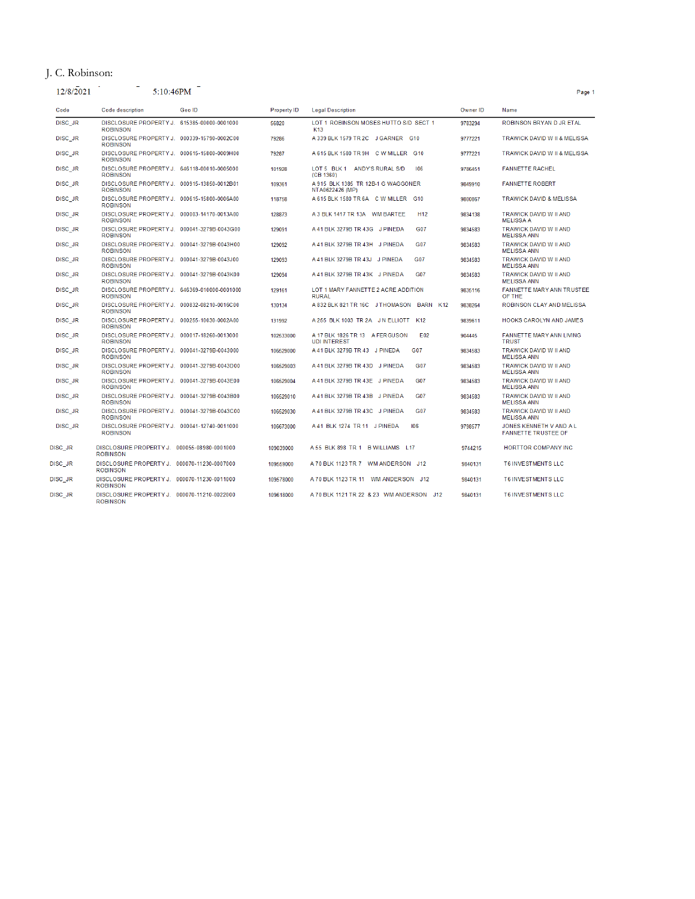J. C. Robinson:

12/8/2021 5:10:46PM

| Code | Code description | Geo ID | Property ID | Legal Description | Owner ID | Name |
|---|---|---|---|---|---|---|
| DISC_JR | DISCLOSURE PROPERTY J. ROBINSON | 615385-00000-0001000 | 56820 | LOT 1 ROBINSON MOSES HUTTO S/D SECT 1 K13 | 9783294 | ROBINSON BRYAN D JR ETAL |
| DISC_JR | DISCLOSURE PROPERTY J. ROBINSON | 000339-15790-0002C00 | 79286 | A 339 BLK 1579 TR 2C J GARNER G10 | 9777221 | TRAWICK DAVID W II & MELISSA |
| DISC_JR | DISCLOSURE PROPERTY J. ROBINSON | 000615-15800-0009H00 | 79287 | A 615 BLK 1580 TR 9H C W MILLER G10 | 9777221 | TRAWICK DAVID W II & MELISSA |
| DISC_JR | DISCLOSURE PROPERTY J. ROBINSON | 646118-00010-0005000 | 101928 | LOT 5 BLK 1 ANDY'S RURAL S/D I06 (CB 1360) | 9786451 | FANNETTE RACHEL |
| DISC_JR | DISCLOSURE PROPERTY J. ROBINSON | 000915-13850-0012B01 | 109361 | A 915 BLK 1385 TR 12B-1 G WAGGONER NTA0622426 (MP) | 9649910 | FANNETTE ROBERT |
| DISC_JR | DISCLOSURE PROPERTY J. ROBINSON | 000615-15800-0006A00 | 118756 | A 615 BLK 1580 TR 6A C W MILLER G10 | 9800867 | TRAWICK DAVID & MELISSA |
| DISC_JR | DISCLOSURE PROPERTY J. ROBINSON | 000003-14170-0013A00 | 128873 | A 3 BLK 1417 TR 13A WM BARTEE H12 | 9834138 | TRAWICK DAVID W II AND MELISSA A |
| DISC_JR | DISCLOSURE PROPERTY J. ROBINSON | 000041-3279B-0043G00 | 129091 | A 41 BLK 3279B TR 43G J PINEDA G07 | 9834583 | TRAWICK DAVID W II AND MELISSA ANN |
| DISC_JR | DISCLOSURE PROPERTY J. ROBINSON | 000041-3279B-0043H00 | 129092 | A 41 BLK 3279B TR 43H J PINEDA G07 | 9834583 | TRAWICK DAVID W II AND MELISSA ANN |
| DISC_JR | DISCLOSURE PROPERTY J. ROBINSON | 000041-3279B-0043J00 | 129093 | A 41 BLK 3279B TR 43J J PINEDA G07 | 9834583 | TRAWICK DAVID W II AND MELISSA ANN |
| DISC_JR | DISCLOSURE PROPERTY J. ROBINSON | 000041-3279B-0043K00 | 129094 | A 41 BLK 3279B TR 43K J PINEDA G07 | 9834583 | TRAWICK DAVID W II AND MELISSA ANN |
| DISC_JR | DISCLOSURE PROPERTY J. ROBINSON | 646369-010000-0001000 | 129161 | LOT 1 MARY FANNETTE 2 ACRE ADDITION RURAL | 9836116 | FANNETTE MARY ANN TRUSTEE OF THE |
| DISC_JR | DISCLOSURE PROPERTY J. ROBINSON | 000832-08210-0016C00 | 130134 | A 832 BLK 821 TR 16C J THOMASON BARN K12 | 9838264 | ROBINSON CLAY AND MELISSA |
| DISC_JR | DISCLOSURE PROPERTY J. ROBINSON | 000255-10030-0002A00 | 131992 | A 255 BLK 1003 TR 2A J N ELLIOTT K12 | 9839611 | HOOKS CAROLYN AND JAMES |
| DISC_JR | DISCLOSURE PROPERTY J. ROBINSON | 000017-18260-0013000 | 102533000 | A 17 BLK 1826 TR 13 A FERGUSON E02 UDI INTEREST | 904445 | FANNETTE MARY ANN LIVING TRUST |
| DISC_JR | DISCLOSURE PROPERTY J. ROBINSON | 000041-3279B-0043000 | 106529000 | A 41 BLK 3279B TR 43 J PINEDA G07 | 9834583 | TRAWICK DAVID W II AND MELISSA ANN |
| DISC_JR | DISCLOSURE PROPERTY J. ROBINSON | 000041-3279B-0043D00 | 106529003 | A 41 BLK 3279B TR 43D J PINEDA G07 | 9834583 | TRAWICK DAVID W II AND MELISSA ANN |
| DISC_JR | DISCLOSURE PROPERTY J. ROBINSON | 000041-3279B-0043E00 | 106529004 | A 41 BLK 3279B TR 43E J PINEDA G07 | 9834583 | TRAWICK DAVID W II AND MELISSA ANN |
| DISC_JR | DISCLOSURE PROPERTY J. ROBINSON | 000041-3279B-0043B00 | 106529010 | A 41 BLK 3279B TR 43B J PINEDA G07 | 9834583 | TRAWICK DAVID W II AND MELISSA ANN |
| DISC_JR | DISCLOSURE PROPERTY J. ROBINSON | 000041-3279B-0043C00 | 106529030 | A 41 BLK 3279B TR 43C J PINEDA G07 | 9834583 | TRAWICK DAVID W II AND MELISSA ANN |
| DISC_JR | DISCLOSURE PROPERTY J. ROBINSON | 000041-12740-0011000 | 106673000 | A 41 BLK 1274 TR 11 J PINEDA I06 | 9798577 | JONES KENNETH V AND A L FANNETTE TRUSTEE OF |
| DISC_JR | DISCLOSURE PROPERTY J. ROBINSON | 000055-08980-0001000 | 109039000 | A 55 BLK 898 TR 1 B WILLIAMS L17 | 9744215 | HORTTOR COMPANY INC |
| DISC_JR | DISCLOSURE PROPERTY J. ROBINSON | 000070-11230-0007000 | 109569000 | A 70 BLK 1123 TR 7 WM ANDERSON J12 | 9840131 | T6 INVESTMENTS LLC |
| DISC_JR | DISCLOSURE PROPERTY J. ROBINSON | 000070-11230-0011000 | 109578000 | A 70 BLK 1123 TR 11 WM ANDERSON J12 | 9840131 | T6 INVESTMENTS LLC |
| DISC_JR | DISCLOSURE PROPERTY J. ROBINSON | 000070-11210-0022000 | 109618000 | A 70 BLK 1121 TR 22 & 23 WM ANDERSON J12 | 9840131 | T6 INVESTMENTS LLC |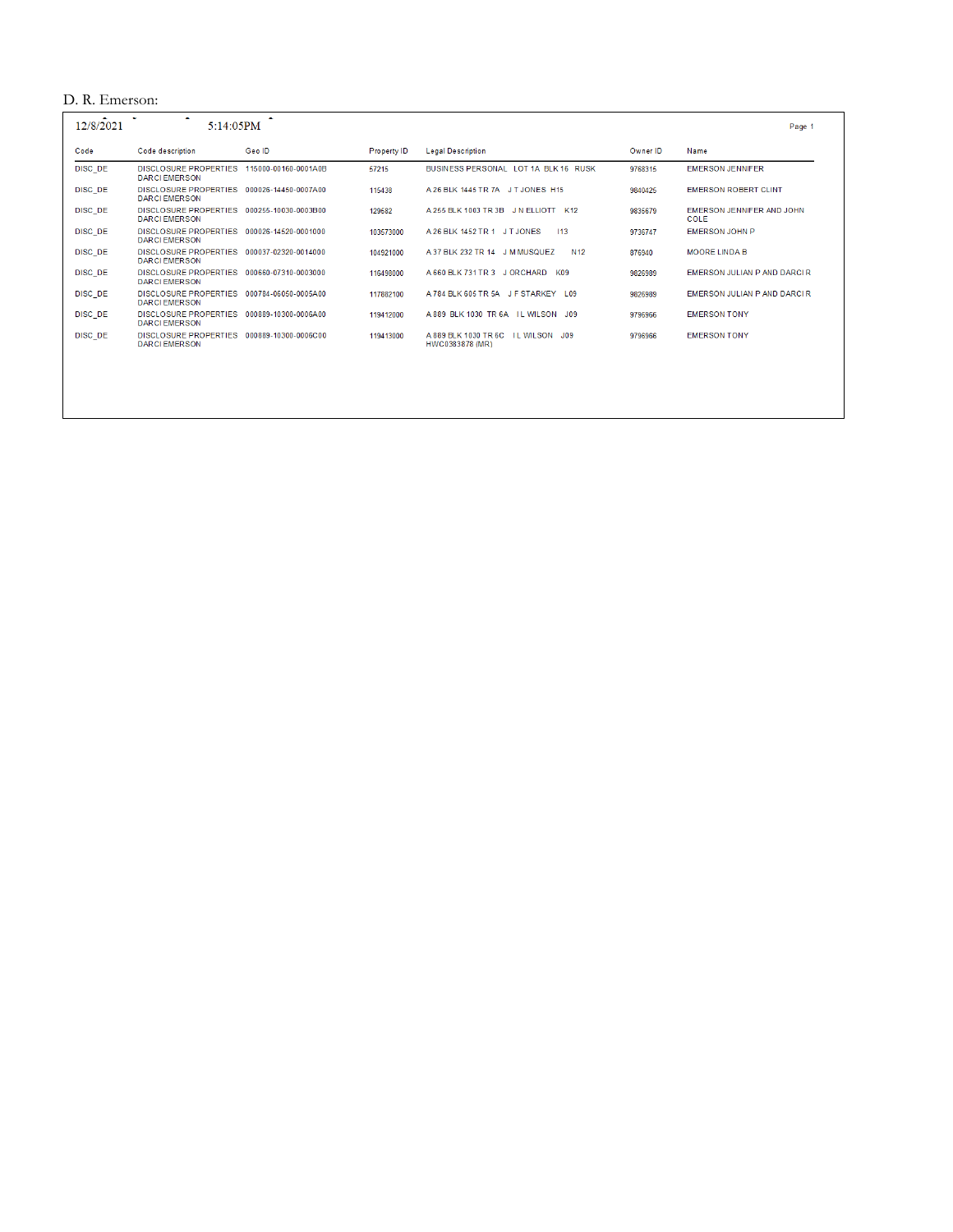D. R. Emerson:

12/8/2021 5:14:05PM

| Code | Code description | Geo ID | Property ID | Legal Description | Owner ID | Name |
|---|---|---|---|---|---|---|
| DISC_DE | DISCLOSURE PROPERTIES DARCI EMERSON | 115000-00160-0001A0B | 57215 | BUSINESS PERSONAL LOT 1A BLK 16 RUSK | 9768315 | EMERSON JENNIFER |
| DISC_DE | DISCLOSURE PROPERTIES DARCI EMERSON | 000026-14450-0007A00 | 115438 | A 26 BLK 1445 TR 7A J T JONES H15 | 9840425 | EMERSON ROBERT CLINT |
| DISC_DE | DISCLOSURE PROPERTIES DARCI EMERSON | 000255-10030-0003B00 | 129682 | A 255 BLK 1003 TR 3B J N ELLIOTT K12 | 9835679 | EMERSON JENNIFER AND JOHN COLE |
| DISC_DE | DISCLOSURE PROPERTIES DARCI EMERSON | 000026-14520-0001000 | 103573000 | A 26 BLK 1452 TR 1 J T JONES I13 | 9736747 | EMERSON JOHN P |
| DISC_DE | DISCLOSURE PROPERTIES DARCI EMERSON | 000037-02320-0014000 | 104921000 | A 37 BLK 232 TR 14 J M MUSQUEZ N12 | 876940 | MOORE LINDA B |
| DISC_DE | DISCLOSURE PROPERTIES DARCI EMERSON | 000660-07310-0003000 | 116498000 | A 660 BLK 731 TR 3 J ORCHARD K09 | 9826989 | EMERSON JULIAN P AND DARCI R |
| DISC_DE | DISCLOSURE PROPERTIES DARCI EMERSON | 000784-06050-0005A00 | 117882100 | A 784 BLK 605 TR 5A J F STARKEY L09 | 9826989 | EMERSON JULIAN P AND DARCI R |
| DISC_DE | DISCLOSURE PROPERTIES DARCI EMERSON | 000889-10300-0006A00 | 119412000 | A 889 BLK 1030 TR 6A I L WILSON J09 | 9796966 | EMERSON TONY |
| DISC_DE | DISCLOSURE PROPERTIES DARCI EMERSON | 000889-10300-0006C00 | 119413000 | A 889 BLK 1030 TR 6C I L WILSON J09 HWC0383878 (MR) | 9796966 | EMERSON TONY |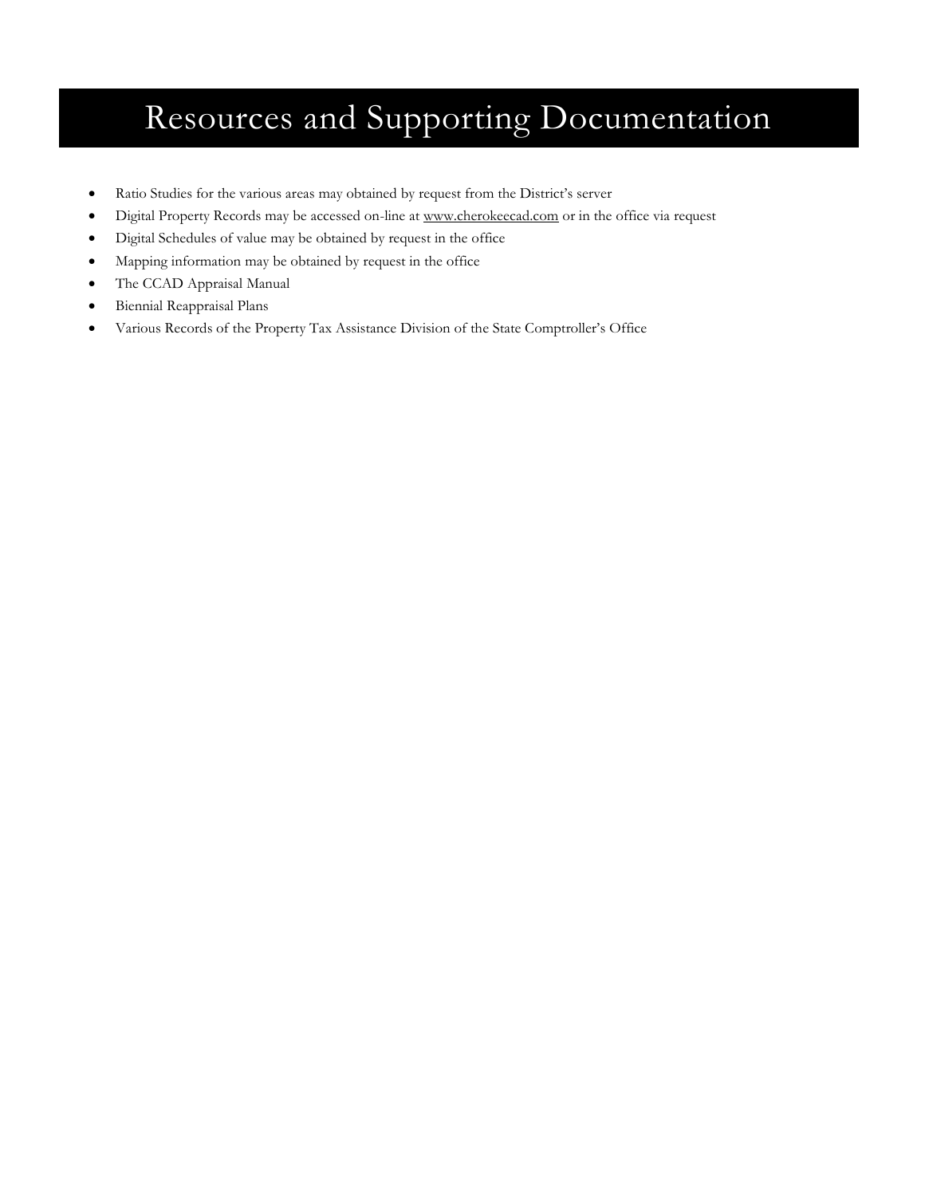# Resources and Supporting Documentation

- Ratio Studies for the various areas may obtained by request from the District's server
- Digital Property Records may be accessed on-line at www.cherokeecad.com or in the office via request
- Digital Schedules of value may be obtained by request in the office
- Mapping information may be obtained by request in the office
- The CCAD Appraisal Manual
- Biennial Reappraisal Plans
- Various Records of the Property Tax Assistance Division of the State Comptroller's Office